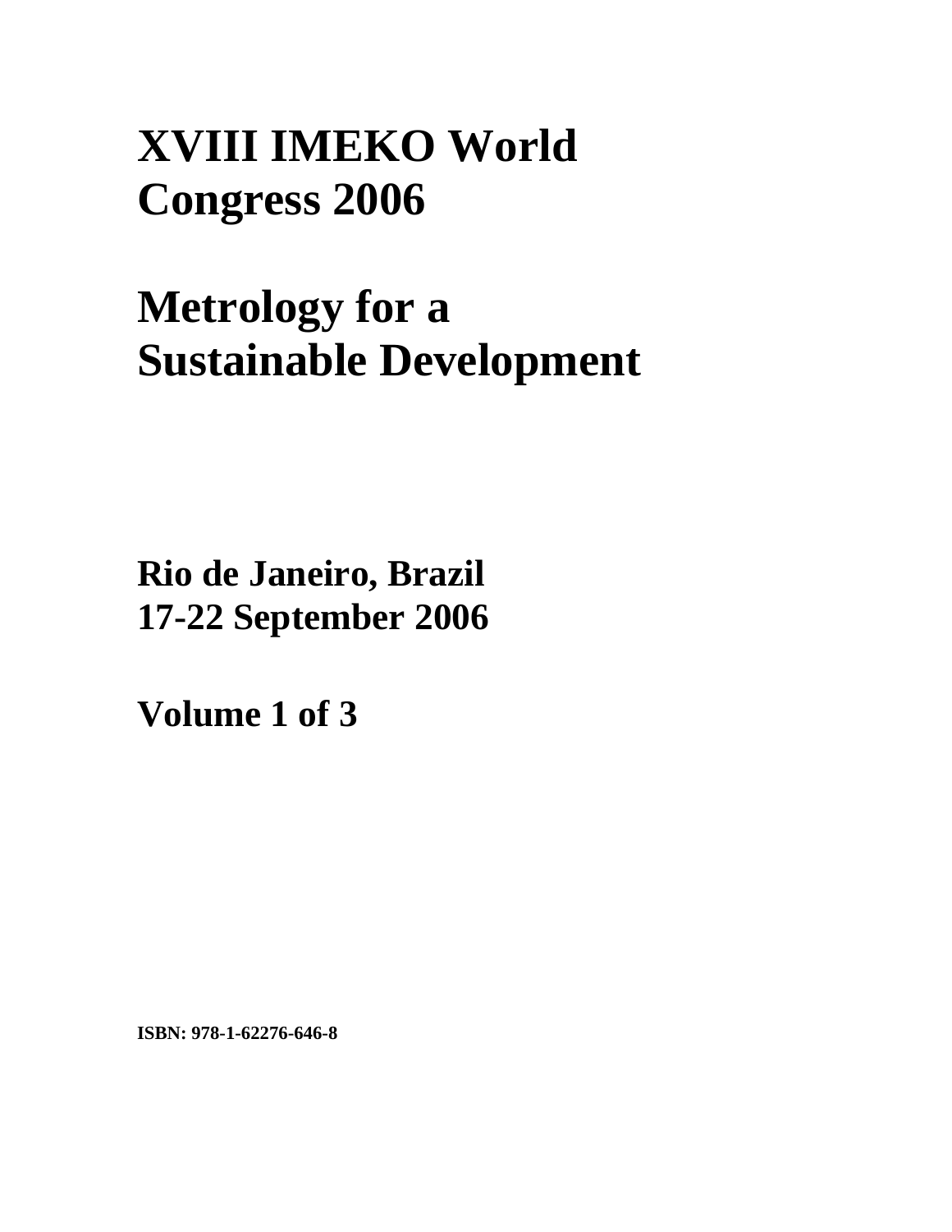# XVIII IMEKO World Congress 2006

# Metrology for a Sustainable Development

**Rio de Janeiro, Brazil**
**17-22 September 2006**

**Volume 1 of 3**

**ISBN: 978-1-62276-646-8**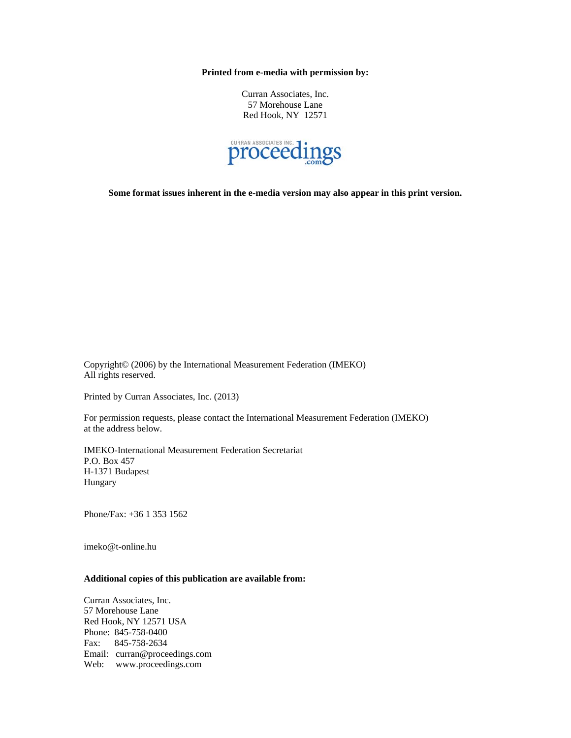**Printed from e-media with permission by:**

Curran Associates, Inc.
57 Morehouse Lane
Red Hook, NY 12571

CURRAN ASSOCIATES INC. proceedings.com

**Some format issues inherent in the e-media version may also appear in this print version.**

Copyright© (2006) by the International Measurement Federation (IMEKO)
All rights reserved.

Printed by Curran Associates, Inc. (2013)

For permission requests, please contact the International Measurement Federation (IMEKO) at the address below.

IMEKO-International Measurement Federation Secretariat
P.O. Box 457
H-1371 Budapest
Hungary

Phone/Fax: +36 1 353 1562

imeko@t-online.hu

**Additional copies of this publication are available from:**

Curran Associates, Inc.
57 Morehouse Lane
Red Hook, NY 12571 USA
Phone: 845-758-0400
Fax: 845-758-2634
Email: curran@proceedings.com
Web: www.proceedings.com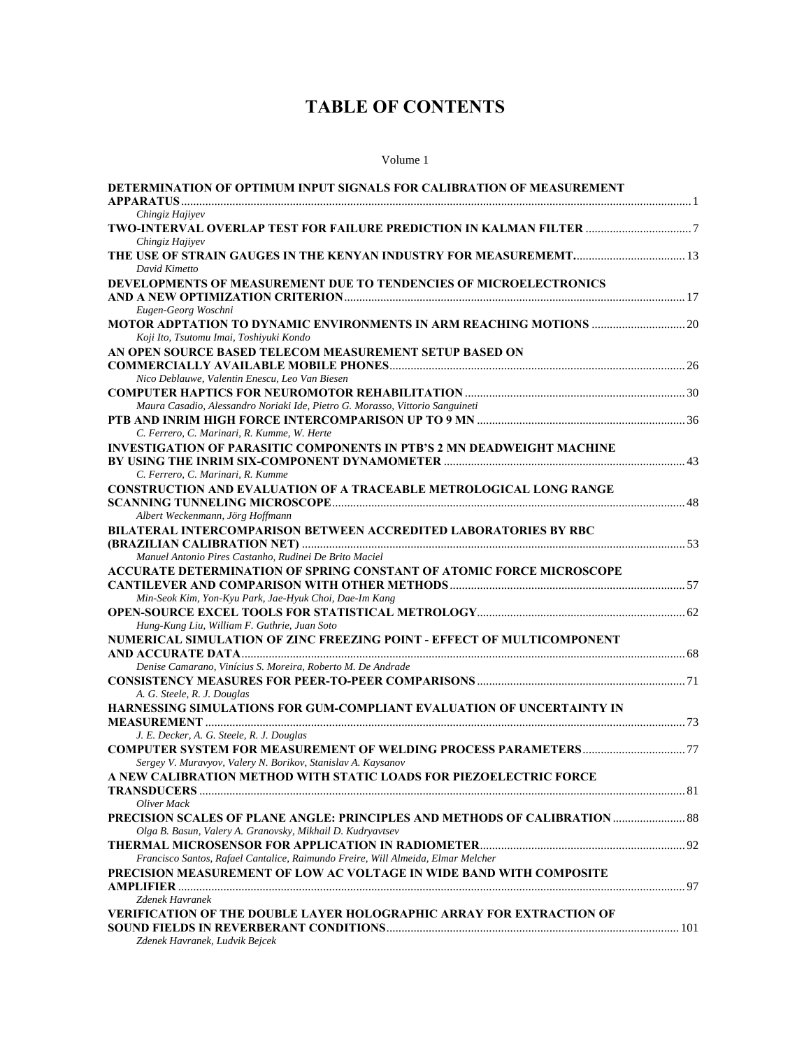# TABLE OF CONTENTS

Volume 1

**DETERMINATION OF OPTIMUM INPUT SIGNALS FOR CALIBRATION OF MEASUREMENT APPARATUS** ........ 1
*Chingiz Hajiyev*

**TWO-INTERVAL OVERLAP TEST FOR FAILURE PREDICTION IN KALMAN FILTER** ........ 7
*Chingiz Hajiyev*

**THE USE OF STRAIN GAUGES IN THE KENYAN INDUSTRY FOR MEASUREMEMT** ........ 13
*David Kimetto*

**DEVELOPMENTS OF MEASUREMENT DUE TO TENDENCIES OF MICROELECTRONICS AND A NEW OPTIMIZATION CRITERION** ........ 17
*Eugen-Georg Woschni*

**MOTOR ADPTATION TO DYNAMIC ENVIRONMENTS IN ARM REACHING MOTIONS** ........ 20
*Koji Ito, Tsutomu Imai, Toshiyuki Kondo*

**AN OPEN SOURCE BASED TELECOM MEASUREMENT SETUP BASED ON COMMERCIALLY AVAILABLE MOBILE PHONES** ........ 26
*Nico Deblauwe, Valentin Enescu, Leo Van Biesen*

**COMPUTER HAPTICS FOR NEUROMOTOR REHABILITATION** ........ 30
*Maura Casadio, Alessandro Noriaki Ide, Pietro G. Morasso, Vittorio Sanguineti*

**PTB AND INRIM HIGH FORCE INTERCOMPARISON UP TO 9 MN** ........ 36
*C. Ferrero, C. Marinari, R. Kumme, W. Herte*

**INVESTIGATION OF PARASITIC COMPONENTS IN PTB'S 2 MN DEADWEIGHT MACHINE BY USING THE INRIM SIX-COMPONENT DYNAMOMETER** ........ 43
*C. Ferrero, C. Marinari, R. Kumme*

**CONSTRUCTION AND EVALUATION OF A TRACEABLE METROLOGICAL LONG RANGE SCANNING TUNNELING MICROSCOPE** ........ 48
*Albert Weckenmann, Jörg Hoffmann*

**BILATERAL INTERCOMPARISON BETWEEN ACCREDITED LABORATORIES BY RBC (BRAZILIAN CALIBRATION NET)** ........ 53
*Manuel Antonio Pires Castanho, Rudinei De Brito Maciel*

**ACCURATE DETERMINATION OF SPRING CONSTANT OF ATOMIC FORCE MICROSCOPE CANTILEVER AND COMPARISON WITH OTHER METHODS** ........ 57
*Min-Seok Kim, Yon-Kyu Park, Jae-Hyuk Choi, Dae-Im Kang*

**OPEN-SOURCE EXCEL TOOLS FOR STATISTICAL METROLOGY** ........ 62
*Hung-Kung Liu, William F. Guthrie, Juan Soto*

**NUMERICAL SIMULATION OF ZINC FREEZING POINT - EFFECT OF MULTICOMPONENT AND ACCURATE DATA** ........ 68
*Denise Camarano, Vinícius S. Moreira, Roberto M. De Andrade*

**CONSISTENCY MEASURES FOR PEER-TO-PEER COMPARISONS** ........ 71
*A. G. Steele, R. J. Douglas*

**HARNESSING SIMULATIONS FOR GUM-COMPLIANT EVALUATION OF UNCERTAINTY IN MEASUREMENT** ........ 73
*J. E. Decker, A. G. Steele, R. J. Douglas*

**COMPUTER SYSTEM FOR MEASUREMENT OF WELDING PROCESS PARAMETERS** ........ 77
*Sergey V. Muravyov, Valery N. Borikov, Stanislav A. Kaysanov*

**A NEW CALIBRATION METHOD WITH STATIC LOADS FOR PIEZOELECTRIC FORCE TRANSDUCERS** ........ 81
*Oliver Mack*

**PRECISION SCALES OF PLANE ANGLE: PRINCIPLES AND METHODS OF CALIBRATION** ........ 88
*Olga B. Basun, Valery A. Granovsky, Mikhail D. Kudryavtsev*

**THERMAL MICROSENSOR FOR APPLICATION IN RADIOMETER** ........ 92
*Francisco Santos, Rafael Cantalice, Raimundo Freire, Will Almeida, Elmar Melcher*

**PRECISION MEASUREMENT OF LOW AC VOLTAGE IN WIDE BAND WITH COMPOSITE AMPLIFIER** ........ 97
*Zdenek Havranek*

**VERIFICATION OF THE DOUBLE LAYER HOLOGRAPHIC ARRAY FOR EXTRACTION OF SOUND FIELDS IN REVERBERANT CONDITIONS** ........ 101
*Zdenek Havranek, Ludvik Bejcek*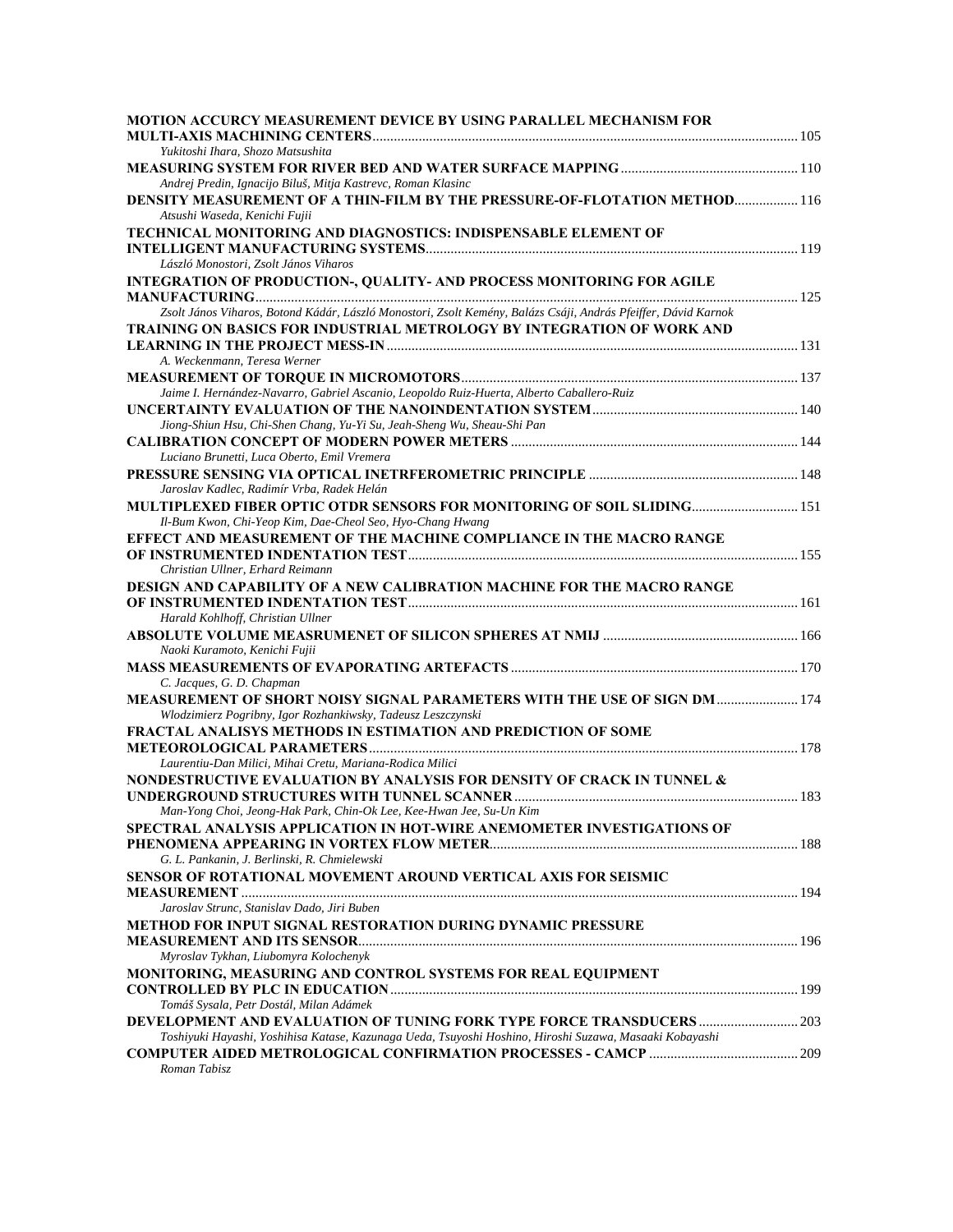**MOTION ACCURCY MEASUREMENT DEVICE BY USING PARALLEL MECHANISM FOR MULTI-AXIS MACHINING CENTERS** ........ 105
*Yukitoshi Ihara, Shozo Matsushita*

**MEASURING SYSTEM FOR RIVER BED AND WATER SURFACE MAPPING** ........ 110
*Andrej Predin, Ignacijo Biluš, Mitja Kastrevc, Roman Klasinc*

**DENSITY MEASUREMENT OF A THIN-FILM BY THE PRESSURE-OF-FLOTATION METHOD** ........ 116
*Atsushi Waseda, Kenichi Fujii*

**TECHNICAL MONITORING AND DIAGNOSTICS: INDISPENSABLE ELEMENT OF INTELLIGENT MANUFACTURING SYSTEMS** ........ 119
*László Monostori, Zsolt János Viharos*

**INTEGRATION OF PRODUCTION-, QUALITY- AND PROCESS MONITORING FOR AGILE MANUFACTURING** ........ 125
*Zsolt János Viharos, Botond Kádár, László Monostori, Zsolt Kemény, Balázs Csáji, András Pfeiffer, Dávid Karnok*

**TRAINING ON BASICS FOR INDUSTRIAL METROLOGY BY INTEGRATION OF WORK AND LEARNING IN THE PROJECT MESS-IN** ........ 131
*A. Weckenmann, Teresa Werner*

**MEASUREMENT OF TORQUE IN MICROMOTORS** ........ 137
*Jaime I. Hernández-Navarro, Gabriel Ascanio, Leopoldo Ruiz-Huerta, Alberto Caballero-Ruiz*

**UNCERTAINTY EVALUATION OF THE NANOINDENTATION SYSTEM** ........ 140
*Jiong-Shiun Hsu, Chi-Shen Chang, Yu-Yi Su, Jeah-Sheng Wu, Sheau-Shi Pan*

**CALIBRATION CONCEPT OF MODERN POWER METERS** ........ 144
*Luciano Brunetti, Luca Oberto, Emil Vremera*

**PRESSURE SENSING VIA OPTICAL INETRFEROMETRIC PRINCIPLE** ........ 148
*Jaroslav Kadlec, Radimír Vrba, Radek Helán*

**MULTIPLEXED FIBER OPTIC OTDR SENSORS FOR MONITORING OF SOIL SLIDING** ........ 151
*Il-Bum Kwon, Chi-Yeop Kim, Dae-Cheol Seo, Hyo-Chang Hwang*

**EFFECT AND MEASUREMENT OF THE MACHINE COMPLIANCE IN THE MACRO RANGE OF INSTRUMENTED INDENTATION TEST** ........ 155
*Christian Ullner, Erhard Reimann*

**DESIGN AND CAPABILITY OF A NEW CALIBRATION MACHINE FOR THE MACRO RANGE OF INSTRUMENTED INDENTATION TEST** ........ 161
*Harald Kohlhoff, Christian Ullner*

**ABSOLUTE VOLUME MEASRUMENET OF SILICON SPHERES AT NMIJ** ........ 166
*Naoki Kuramoto, Kenichi Fujii*

**MASS MEASUREMENTS OF EVAPORATING ARTEFACTS** ........ 170
*C. Jacques, G. D. Chapman*

**MEASUREMENT OF SHORT NOISY SIGNAL PARAMETERS WITH THE USE OF SIGN DM** ........ 174
*Wlodzimierz Pogribny, Igor Rozhankiwsky, Tadeusz Leszczynski*

**FRACTAL ANALISYS METHODS IN ESTIMATION AND PREDICTION OF SOME METEOROLOGICAL PARAMETERS** ........ 178
*Laurentiu-Dan Milici, Mihai Cretu, Mariana-Rodica Milici*

**NONDESTRUCTIVE EVALUATION BY ANALYSIS FOR DENSITY OF CRACK IN TUNNEL & UNDERGROUND STRUCTURES WITH TUNNEL SCANNER** ........ 183
*Man-Yong Choi, Jeong-Hak Park, Chin-Ok Lee, Kee-Hwan Jee, Su-Un Kim*

**SPECTRAL ANALYSIS APPLICATION IN HOT-WIRE ANEMOMETER INVESTIGATIONS OF PHENOMENA APPEARING IN VORTEX FLOW METER** ........ 188
*G. L. Pankanin, J. Berlinski, R. Chmielewski*

**SENSOR OF ROTATIONAL MOVEMENT AROUND VERTICAL AXIS FOR SEISMIC MEASUREMENT** ........ 194
*Jaroslav Strunc, Stanislav Dado, Jiri Buben*

**METHOD FOR INPUT SIGNAL RESTORATION DURING DYNAMIC PRESSURE MEASUREMENT AND ITS SENSOR** ........ 196
*Myroslav Tykhan, Liubomyra Kolochenyk*

**MONITORING, MEASURING AND CONTROL SYSTEMS FOR REAL EQUIPMENT CONTROLLED BY PLC IN EDUCATION** ........ 199
*Tomáš Sysala, Petr Dostál, Milan Adámek*

**DEVELOPMENT AND EVALUATION OF TUNING FORK TYPE FORCE TRANSDUCERS** ........ 203
*Toshiyuki Hayashi, Yoshihisa Katase, Kazunaga Ueda, Tsuyoshi Hoshino, Hiroshi Suzawa, Masaaki Kobayashi*

**COMPUTER AIDED METROLOGICAL CONFIRMATION PROCESSES - CAMCP** ........ 209
*Roman Tabisz*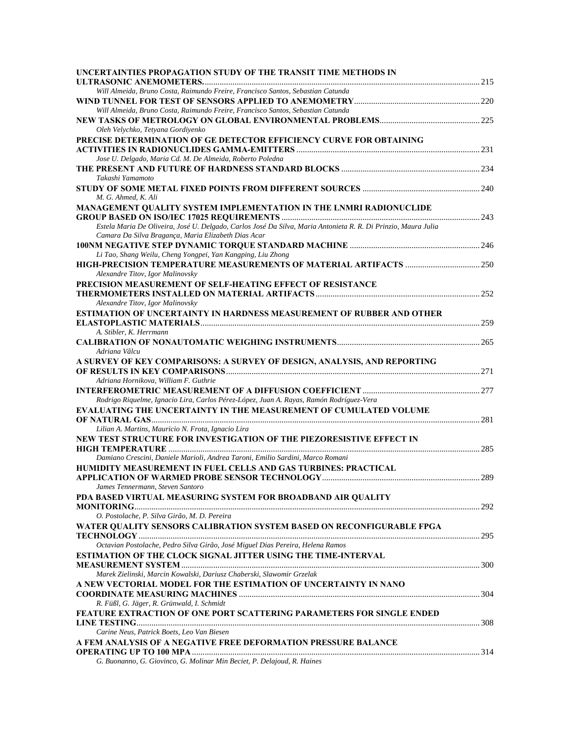**UNCERTAINTIES PROPAGATION STUDY OF THE TRANSIT TIME METHODS IN ULTRASONIC ANEMOMETERS.** ........ 215
*Will Almeida, Bruno Costa, Raimundo Freire, Francisco Santos, Sebastian Catunda*

**WIND TUNNEL FOR TEST OF SENSORS APPLIED TO ANEMOMETRY** ........ 220
*Will Almeida, Bruno Costa, Raimundo Freire, Francisco Santos, Sebastian Catunda*

**NEW TASKS OF METROLOGY ON GLOBAL ENVIRONMENTAL PROBLEMS** ........ 225
*Oleh Velychko, Tetyana Gordiyenko*

**PRECISE DETERMINATION OF GE DETECTOR EFFICIENCY CURVE FOR OBTAINING ACTIVITIES IN RADIONUCLIDES GAMMA-EMITTERS** ........ 231
*Jose U. Delgado, Maria Cd. M. De Almeida, Roberto Poledna*

**THE PRESENT AND FUTURE OF HARDNESS STANDARD BLOCKS** ........ 234
*Takashi Yamamoto*

**STUDY OF SOME METAL FIXED POINTS FROM DIFFERENT SOURCES** ........ 240
*M. G. Ahmed, K. Ali*

**MANAGEMENT QUALITY SYSTEM IMPLEMENTATION IN THE LNMRI RADIONUCLIDE GROUP BASED ON ISO/IEC 17025 REQUIREMENTS** ........ 243
*Estela Maria De Oliveira, José U. Delgado, Carlos José Da Silva, Maria Antonieta R. R. Di Prinzio, Maura Julia Camara Da Silva Bragança, Maria Elizabeth Dias Acar*

**100NM NEGATIVE STEP DYNAMIC TORQUE STANDARD MACHINE** ........ 246
*Li Tao, Shang Weilu, Cheng Yongpei, Yan Kangping, Liu Zhong*

**HIGH-PRECISION TEMPERATURE MEASUREMENTS OF MATERIAL ARTIFACTS** ........ 250
*Alexandre Titov, Igor Malinovsky*

**PRECISION MEASUREMENT OF SELF-HEATING EFFECT OF RESISTANCE THERMOMETERS INSTALLED ON MATERIAL ARTIFACTS** ........ 252
*Alexandre Titov, Igor Malinovsky*

**ESTIMATION OF UNCERTAINTY IN HARDNESS MEASUREMENT OF RUBBER AND OTHER ELASTOPLASTIC MATERIALS** ........ 259
*A. Stibler, K. Herrmann*

**CALIBRATION OF NONAUTOMATIC WEIGHING INSTRUMENTS** ........ 265
*Adriana Vâlcu*

**A SURVEY OF KEY COMPARISONS: A SURVEY OF DESIGN, ANALYSIS, AND REPORTING OF RESULTS IN KEY COMPARISONS** ........ 271
*Adriana Hornikova, William F. Guthrie*

**INTERFEROMETRIC MEASUREMENT OF A DIFFUSION COEFFICIENT** ........ 277
*Rodrigo Riquelme, Ignacio Lira, Carlos Pérez-López, Juan A. Rayas, Ramón Rodríguez-Vera*

**EVALUATING THE UNCERTAINTY IN THE MEASUREMENT OF CUMULATED VOLUME OF NATURAL GAS** ........ 281
*Lilian A. Martins, Mauricio N. Frota, Ignacio Lira*

**NEW TEST STRUCTURE FOR INVESTIGATION OF THE PIEZORESISTIVE EFFECT IN HIGH TEMPERATURE** ........ 285
*Damiano Crescini, Daniele Marioli, Andrea Taroni, Emilio Sardini, Marco Romani*

**HUMIDITY MEASUREMENT IN FUEL CELLS AND GAS TURBINES: PRACTICAL APPLICATION OF WARMED PROBE SENSOR TECHNOLOGY** ........ 289
*James Tennermann, Steven Santoro*

**PDA BASED VIRTUAL MEASURING SYSTEM FOR BROADBAND AIR QUALITY MONITORING** ........ 292
*O. Postolache, P. Silva Girão, M. D. Pereira*

**WATER QUALITY SENSORS CALIBRATION SYSTEM BASED ON RECONFIGURABLE FPGA TECHNOLOGY** ........ 295
*Octavian Postolache, Pedro Silva Girão, José Miguel Dias Pereira, Helena Ramos*

**ESTIMATION OF THE CLOCK SIGNAL JITTER USING THE TIME-INTERVAL MEASUREMENT SYSTEM** ........ 300
*Marek Zielinski, Marcin Kowalski, Dariusz Chaberski, Slawomir Grzelak*

**A NEW VECTORIAL MODEL FOR THE ESTIMATION OF UNCERTAINTY IN NANO COORDINATE MEASURING MACHINES** ........ 304
*R. Füßl, G. Jäger, R. Grünwald, I. Schmidt*

**FEATURE EXTRACTION OF ONE PORT SCATTERING PARAMETERS FOR SINGLE ENDED LINE TESTING** ........ 308
*Carine Neus, Patrick Boets, Leo Van Biesen*

**A FEM ANALYSIS OF A NEGATIVE FREE DEFORMATION PRESSURE BALANCE OPERATING UP TO 100 MPA** ........ 314
*G. Buonanno, G. Giovinco, G. Molinar Min Beciet, P. Delajoud, R. Haines*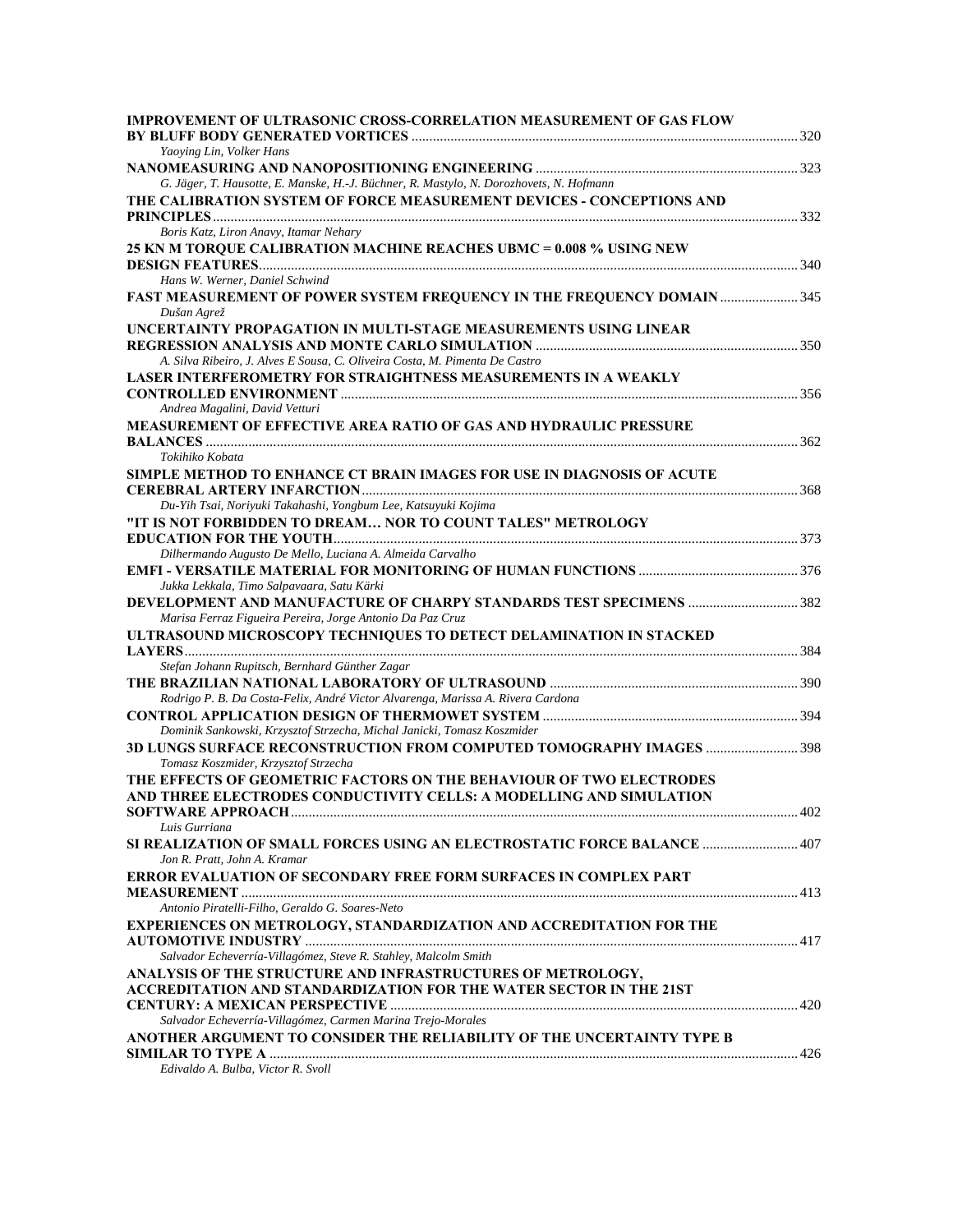**IMPROVEMENT OF ULTRASONIC CROSS-CORRELATION MEASUREMENT OF GAS FLOW BY BLUFF BODY GENERATED VORTICES** ........................................................................................................ 320
*Yaoying Lin, Volker Hans*

**NANOMEASURING AND NANOPOSITIONING ENGINEERING** ........................................................................ 323
*G. Jäger, T. Hausotte, E. Manske, H.-J. Büchner, R. Mastylo, N. Dorozhovets, N. Hofmann*

**THE CALIBRATION SYSTEM OF FORCE MEASUREMENT DEVICES - CONCEPTIONS AND PRINCIPLES** ........................................................................................................................................... 332
*Boris Katz, Liron Anavy, Itamar Nehary*

**25 KN M TORQUE CALIBRATION MACHINE REACHES UBMC = 0.008 % USING NEW DESIGN FEATURES** ............................................................................................................................... 340
*Hans W. Werner, Daniel Schwind*

**FAST MEASUREMENT OF POWER SYSTEM FREQUENCY IN THE FREQUENCY DOMAIN** ..................... 345
*Dušan Agrež*

**UNCERTAINTY PROPAGATION IN MULTI-STAGE MEASUREMENTS USING LINEAR REGRESSION ANALYSIS AND MONTE CARLO SIMULATION** ........................................................................ 350
*A. Silva Ribeiro, J. Alves E Sousa, C. Oliveira Costa, M. Pimenta De Castro*

**LASER INTERFEROMETRY FOR STRAIGHTNESS MEASUREMENTS IN A WEAKLY CONTROLLED ENVIRONMENT** ........................................................................................................ 356
*Andrea Magalini, David Vetturi*

**MEASUREMENT OF EFFECTIVE AREA RATIO OF GAS AND HYDRAULIC PRESSURE BALANCES** ........................................................................................................................................... 362
*Tokihiko Kobata*

**SIMPLE METHOD TO ENHANCE CT BRAIN IMAGES FOR USE IN DIAGNOSIS OF ACUTE CEREBRAL ARTERY INFARCTION** ........................................................................................................ 368
*Du-Yih Tsai, Noriyuki Takahashi, Yongbum Lee, Katsuyuki Kojima*

**"IT IS NOT FORBIDDEN TO DREAM… NOR TO COUNT TALES" METROLOGY EDUCATION FOR THE YOUTH** ...................................................................................................................... 373
*Dilhermando Augusto De Mello, Luciana A. Almeida Carvalho*

**EMFI - VERSATILE MATERIAL FOR MONITORING OF HUMAN FUNCTIONS** ............................................ 376
*Jukka Lekkala, Timo Salpavaara, Satu Kärki*

**DEVELOPMENT AND MANUFACTURE OF CHARPY STANDARDS TEST SPECIMENS** ............................... 382
*Marisa Ferraz Figueira Pereira, Jorge Antonio Da Paz Cruz*

**ULTRASOUND MICROSCOPY TECHNIQUES TO DETECT DELAMINATION IN STACKED LAYERS** ................................................................................................................................................ 384
*Stefan Johann Rupitsch, Bernhard Günther Zagar*

**THE BRAZILIAN NATIONAL LABORATORY OF ULTRASOUND** ..................................................................... 390
*Rodrigo P. B. Da Costa-Felix, André Victor Alvarenga, Marissa A. Rivera Cardona*

**CONTROL APPLICATION DESIGN OF THERMOWET SYSTEM** ....................................................................... 394
*Dominik Sankowski, Krzysztof Strzecha, Michal Janicki, Tomasz Koszmider*

**3D LUNGS SURFACE RECONSTRUCTION FROM COMPUTED TOMOGRAPHY IMAGES** .......................... 398
*Tomasz Koszmider, Krzysztof Strzecha*

**THE EFFECTS OF GEOMETRIC FACTORS ON THE BEHAVIOUR OF TWO ELECTRODES AND THREE ELECTRODES CONDUCTIVITY CELLS: A MODELLING AND SIMULATION SOFTWARE APPROACH** ............................................................................................................................. 402
*Luis Gurriana*

**SI REALIZATION OF SMALL FORCES USING AN ELECTROSTATIC FORCE BALANCE** ........................... 407
*Jon R. Pratt, John A. Kramar*

**ERROR EVALUATION OF SECONDARY FREE FORM SURFACES IN COMPLEX PART MEASUREMENT** ........................................................................................................................................... 413
*Antonio Piratelli-Filho, Geraldo G. Soares-Neto*

**EXPERIENCES ON METROLOGY, STANDARDIZATION AND ACCREDITATION FOR THE AUTOMOTIVE INDUSTRY** ........................................................................................................................... 417
*Salvador Echeverría-Villagómez, Steve R. Stahley, Malcolm Smith*

**ANALYSIS OF THE STRUCTURE AND INFRASTRUCTURES OF METROLOGY, ACCREDITATION AND STANDARDIZATION FOR THE WATER SECTOR IN THE 21ST CENTURY: A MEXICAN PERSPECTIVE** .................................................................................................. 420
*Salvador Echeverría-Villagómez, Carmen Marina Trejo-Morales*

**ANOTHER ARGUMENT TO CONSIDER THE RELIABILITY OF THE UNCERTAINTY TYPE B SIMILAR TO TYPE A** ................................................................................................................................... 426
*Edivaldo A. Bulba, Victor R. Svoll*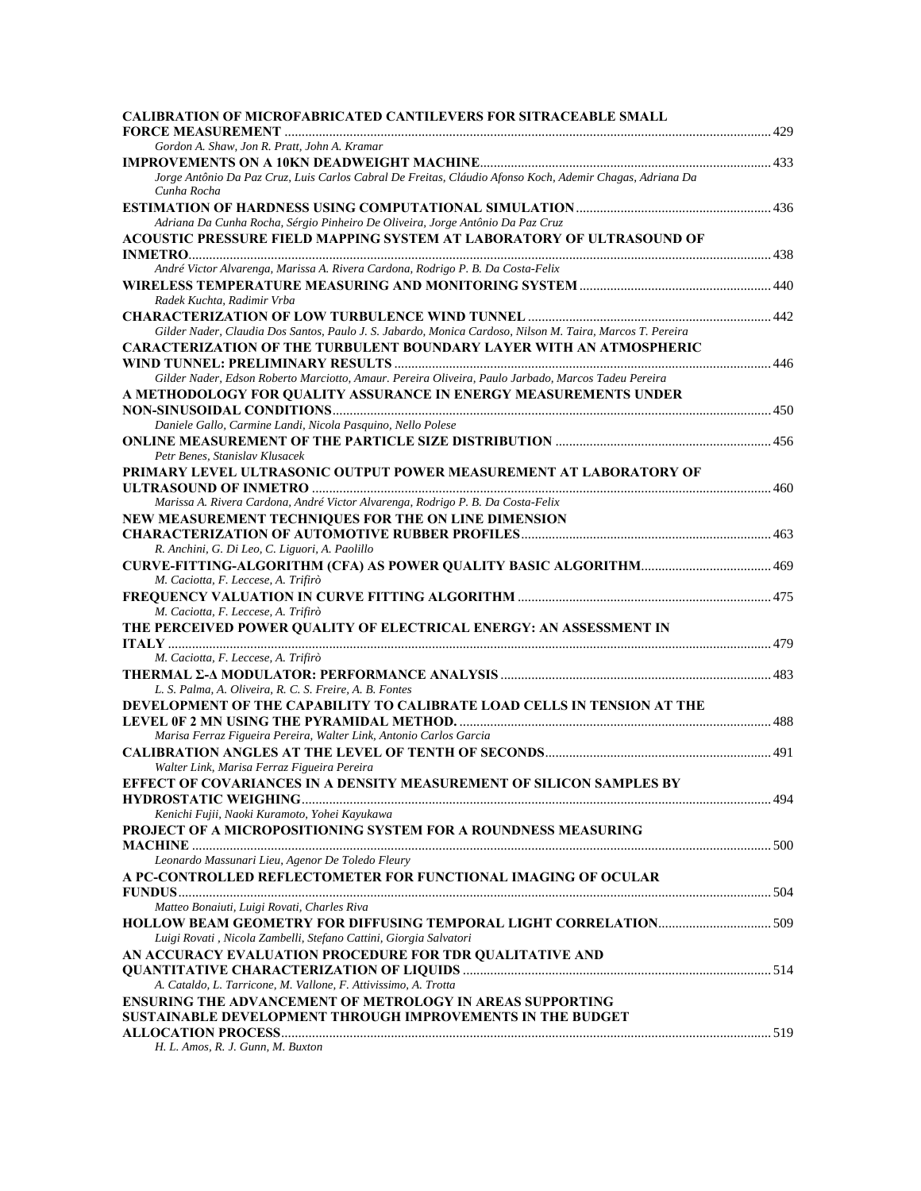**CALIBRATION OF MICROFABRICATED CANTILEVERS FOR SITRACEABLE SMALL FORCE MEASUREMENT** ..... 429
*Gordon A. Shaw, Jon R. Pratt, John A. Kramar*

**IMPROVEMENTS ON A 10KN DEADWEIGHT MACHINE** ..... 433
*Jorge Antônio Da Paz Cruz, Luis Carlos Cabral De Freitas, Cláudio Afonso Koch, Ademir Chagas, Adriana Da Cunha Rocha*

**ESTIMATION OF HARDNESS USING COMPUTATIONAL SIMULATION** ..... 436
*Adriana Da Cunha Rocha, Sérgio Pinheiro De Oliveira, Jorge Antônio Da Paz Cruz*

**ACOUSTIC PRESSURE FIELD MAPPING SYSTEM AT LABORATORY OF ULTRASOUND OF INMETRO** ..... 438
*André Victor Alvarenga, Marissa A. Rivera Cardona, Rodrigo P. B. Da Costa-Felix*

**WIRELESS TEMPERATURE MEASURING AND MONITORING SYSTEM** ..... 440
*Radek Kuchta, Radimir Vrba*

**CHARACTERIZATION OF LOW TURBULENCE WIND TUNNEL** ..... 442
*Gilder Nader, Claudia Dos Santos, Paulo J. S. Jabardo, Monica Cardoso, Nilson M. Taira, Marcos T. Pereira*

**CARACTERIZATION OF THE TURBULENT BOUNDARY LAYER WITH AN ATMOSPHERIC WIND TUNNEL: PRELIMINARY RESULTS** ..... 446
*Gilder Nader, Edson Roberto Marciotto, Amaur. Pereira Oliveira, Paulo Jarbado, Marcos Tadeu Pereira*

**A METHODOLOGY FOR QUALITY ASSURANCE IN ENERGY MEASUREMENTS UNDER NON-SINUSOIDAL CONDITIONS** ..... 450
*Daniele Gallo, Carmine Landi, Nicola Pasquino, Nello Polese*

**ONLINE MEASUREMENT OF THE PARTICLE SIZE DISTRIBUTION** ..... 456
*Petr Benes, Stanislav Klusacek*

**PRIMARY LEVEL ULTRASONIC OUTPUT POWER MEASUREMENT AT LABORATORY OF ULTRASOUND OF INMETRO** ..... 460
*Marissa A. Rivera Cardona, André Victor Alvarenga, Rodrigo P. B. Da Costa-Felix*

**NEW MEASUREMENT TECHNIQUES FOR THE ON LINE DIMENSION CHARACTERIZATION OF AUTOMOTIVE RUBBER PROFILES** ..... 463
*R. Anchini, G. Di Leo, C. Liguori, A. Paolillo*

**CURVE-FITTING-ALGORITHM (CFA) AS POWER QUALITY BASIC ALGORITHM** ..... 469
*M. Caciotta, F. Leccese, A. Trifirò*

**FREQUENCY VALUATION IN CURVE FITTING ALGORITHM** ..... 475
*M. Caciotta, F. Leccese, A. Trifirò*

**THE PERCEIVED POWER QUALITY OF ELECTRICAL ENERGY: AN ASSESSMENT IN ITALY** ..... 479
*M. Caciotta, F. Leccese, A. Trifirò*

**THERMAL Σ-Δ MODULATOR: PERFORMANCE ANALYSIS** ..... 483
*L. S. Palma, A. Oliveira, R. C. S. Freire, A. B. Fontes*

**DEVELOPMENT OF THE CAPABILITY TO CALIBRATE LOAD CELLS IN TENSION AT THE LEVEL 0F 2 MN USING THE PYRAMIDAL METHOD.** ..... 488
*Marisa Ferraz Figueira Pereira, Walter Link, Antonio Carlos Garcia*

**CALIBRATION ANGLES AT THE LEVEL OF TENTH OF SECONDS** ..... 491
*Walter Link, Marisa Ferraz Figueira Pereira*

**EFFECT OF COVARIANCES IN A DENSITY MEASUREMENT OF SILICON SAMPLES BY HYDROSTATIC WEIGHING** ..... 494
*Kenichi Fujii, Naoki Kuramoto, Yohei Kayukawa*

**PROJECT OF A MICROPOSITIONING SYSTEM FOR A ROUNDNESS MEASURING MACHINE** ..... 500
*Leonardo Massunari Lieu, Agenor De Toledo Fleury*

**A PC-CONTROLLED REFLECTOMETER FOR FUNCTIONAL IMAGING OF OCULAR FUNDUS** ..... 504
*Matteo Bonaiuti, Luigi Rovati, Charles Riva*

**HOLLOW BEAM GEOMETRY FOR DIFFUSING TEMPORAL LIGHT CORRELATION** ..... 509
*Luigi Rovati , Nicola Zambelli, Stefano Cattini, Giorgia Salvatori*

**AN ACCURACY EVALUATION PROCEDURE FOR TDR QUALITATIVE AND QUANTITATIVE CHARACTERIZATION OF LIQUIDS** ..... 514
*A. Cataldo, L. Tarricone, M. Vallone, F. Attivissimo, A. Trotta*

**ENSURING THE ADVANCEMENT OF METROLOGY IN AREAS SUPPORTING SUSTAINABLE DEVELOPMENT THROUGH IMPROVEMENTS IN THE BUDGET ALLOCATION PROCESS** ..... 519
*H. L. Amos, R. J. Gunn, M. Buxton*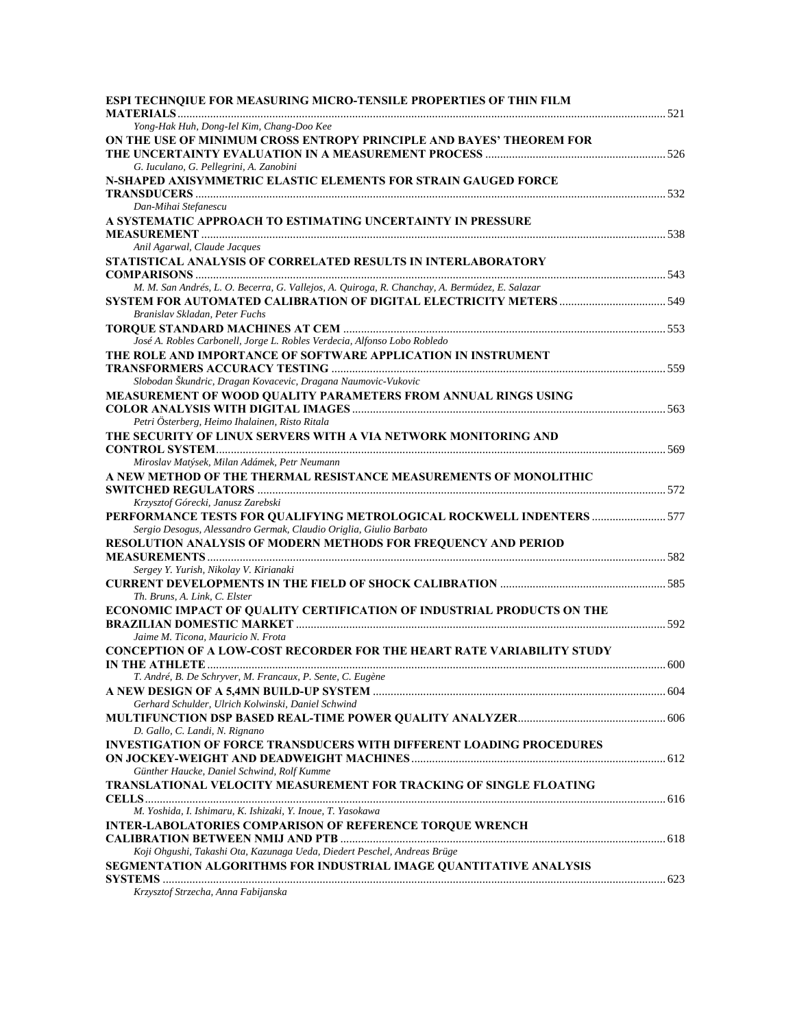**ESPI TECHNQIUE FOR MEASURING MICRO-TENSILE PROPERTIES OF THIN FILM MATERIALS** ........ 521
*Yong-Hak Huh, Dong-Iel Kim, Chang-Doo Kee*

**ON THE USE OF MINIMUM CROSS ENTROPY PRINCIPLE AND BAYES' THEOREM FOR THE UNCERTAINTY EVALUATION IN A MEASUREMENT PROCESS** ........ 526
*G. Iuculano, G. Pellegrini, A. Zanobini*

**N-SHAPED AXISYMMETRIC ELASTIC ELEMENTS FOR STRAIN GAUGED FORCE TRANSDUCERS** ........ 532
*Dan-Mihai Stefanescu*

**A SYSTEMATIC APPROACH TO ESTIMATING UNCERTAINTY IN PRESSURE MEASUREMENT** ........ 538
*Anil Agarwal, Claude Jacques*

**STATISTICAL ANALYSIS OF CORRELATED RESULTS IN INTERLABORATORY COMPARISONS** ........ 543
*M. M. San Andrés, L. O. Becerra, G. Vallejos, A. Quiroga, R. Chanchay, A. Bermúdez, E. Salazar*

**SYSTEM FOR AUTOMATED CALIBRATION OF DIGITAL ELECTRICITY METERS** ........ 549
*Branislav Skladan, Peter Fuchs*

**TORQUE STANDARD MACHINES AT CEM** ........ 553
*José A. Robles Carbonell, Jorge L. Robles Verdecia, Alfonso Lobo Robledo*

**THE ROLE AND IMPORTANCE OF SOFTWARE APPLICATION IN INSTRUMENT TRANSFORMERS ACCURACY TESTING** ........ 559
*Slobodan Škundric, Dragan Kovacevic, Dragana Naumovic-Vukovic*

**MEASUREMENT OF WOOD QUALITY PARAMETERS FROM ANNUAL RINGS USING COLOR ANALYSIS WITH DIGITAL IMAGES** ........ 563
*Petri Österberg, Heimo Ihalainen, Risto Ritala*

**THE SECURITY OF LINUX SERVERS WITH A VIA NETWORK MONITORING AND CONTROL SYSTEM** ........ 569
*Miroslav Matýsek, Milan Adámek, Petr Neumann*

**A NEW METHOD OF THE THERMAL RESISTANCE MEASUREMENTS OF MONOLITHIC SWITCHED REGULATORS** ........ 572
*Krzysztof Górecki, Janusz Zarebski*

**PERFORMANCE TESTS FOR QUALIFYING METROLOGICAL ROCKWELL INDENTERS** ........ 577
*Sergio Desogus, Alessandro Germak, Claudio Origlia, Giulio Barbato*

**RESOLUTION ANALYSIS OF MODERN METHODS FOR FREQUENCY AND PERIOD MEASUREMENTS** ........ 582
*Sergey Y. Yurish, Nikolay V. Kirianaki*

**CURRENT DEVELOPMENTS IN THE FIELD OF SHOCK CALIBRATION** ........ 585
*Th. Bruns, A. Link, C. Elster*

**ECONOMIC IMPACT OF QUALITY CERTIFICATION OF INDUSTRIAL PRODUCTS ON THE BRAZILIAN DOMESTIC MARKET** ........ 592
*Jaime M. Ticona, Mauricio N. Frota*

**CONCEPTION OF A LOW-COST RECORDER FOR THE HEART RATE VARIABILITY STUDY IN THE ATHLETE** ........ 600
*T. André, B. De Schryver, M. Francaux, P. Sente, C. Eugène*

**A NEW DESIGN OF A 5,4MN BUILD-UP SYSTEM** ........ 604
*Gerhard Schulder, Ulrich Kolwinski, Daniel Schwind*

**MULTIFUNCTION DSP BASED REAL-TIME POWER QUALITY ANALYZER** ........ 606
*D. Gallo, C. Landi, N. Rignano*

**INVESTIGATION OF FORCE TRANSDUCERS WITH DIFFERENT LOADING PROCEDURES ON JOCKEY-WEIGHT AND DEADWEIGHT MACHINES** ........ 612
*Günther Haucke, Daniel Schwind, Rolf Kumme*

**TRANSLATIONAL VELOCITY MEASUREMENT FOR TRACKING OF SINGLE FLOATING CELLS** ........ 616
*M. Yoshida, I. Ishimaru, K. Ishizaki, Y. Inoue, T. Yasokawa*

**INTER-LABOLATORIES COMPARISON OF REFERENCE TORQUE WRENCH CALIBRATION BETWEEN NMIJ AND PTB** ........ 618
*Koji Ohgushi, Takashi Ota, Kazunaga Ueda, Diedert Peschel, Andreas Brüge*

**SEGMENTATION ALGORITHMS FOR INDUSTRIAL IMAGE QUANTITATIVE ANALYSIS SYSTEMS** ........ 623
*Krzysztof Strzecha, Anna Fabijanska*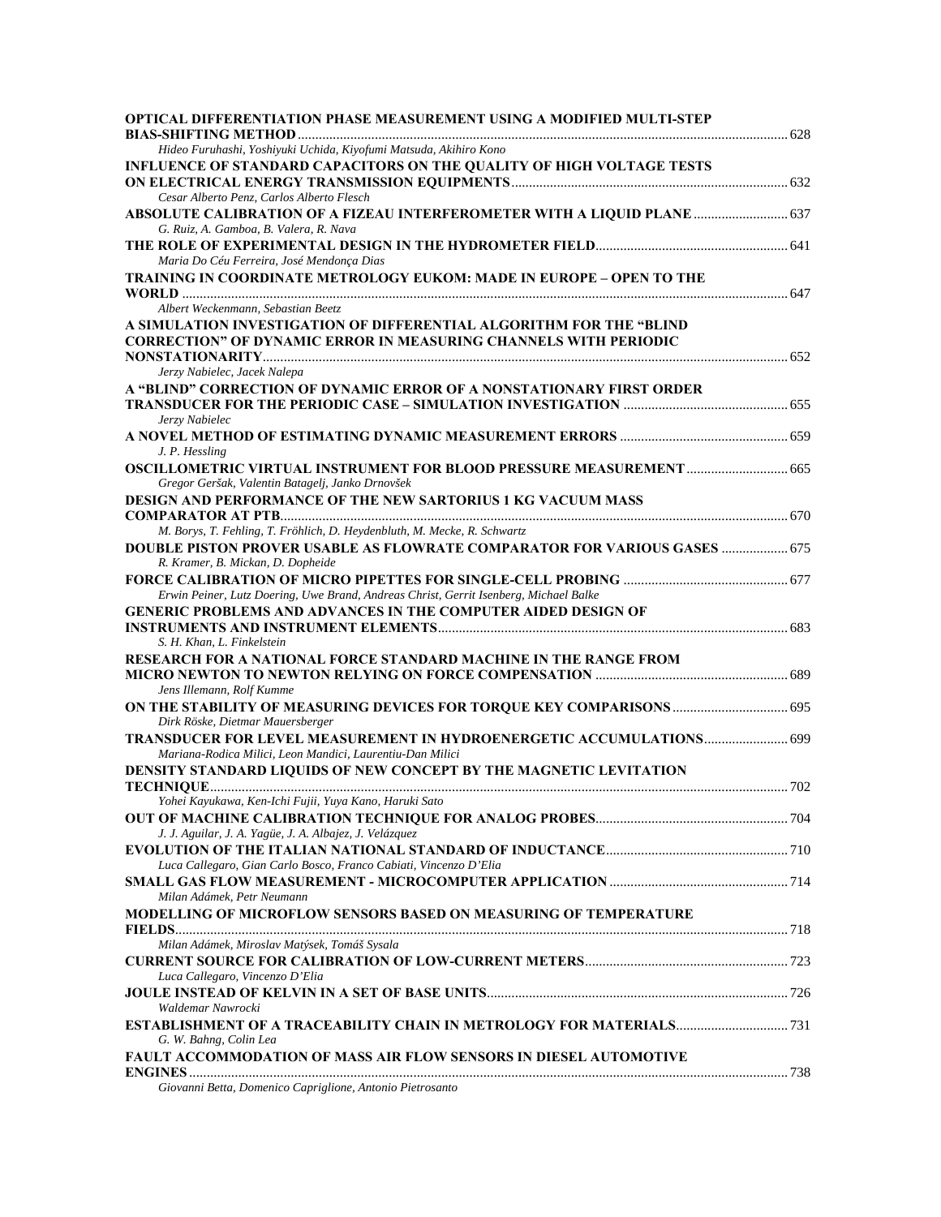**OPTICAL DIFFERENTIATION PHASE MEASUREMENT USING A MODIFIED MULTI-STEP BIAS-SHIFTING METHOD** ............ 628
*Hideo Furuhashi, Yoshiyuki Uchida, Kiyofumi Matsuda, Akihiro Kono*

**INFLUENCE OF STANDARD CAPACITORS ON THE QUALITY OF HIGH VOLTAGE TESTS ON ELECTRICAL ENERGY TRANSMISSION EQUIPMENTS** ............ 632
*Cesar Alberto Penz, Carlos Alberto Flesch*

**ABSOLUTE CALIBRATION OF A FIZEAU INTERFEROMETER WITH A LIQUID PLANE** ............ 637
*G. Ruiz, A. Gamboa, B. Valera, R. Nava*

**THE ROLE OF EXPERIMENTAL DESIGN IN THE HYDROMETER FIELD** ............ 641
*Maria Do Céu Ferreira, José Mendonça Dias*

**TRAINING IN COORDINATE METROLOGY EUKOM: MADE IN EUROPE – OPEN TO THE WORLD** ............ 647
*Albert Weckenmann, Sebastian Beetz*

**A SIMULATION INVESTIGATION OF DIFFERENTIAL ALGORITHM FOR THE "BLIND CORRECTION" OF DYNAMIC ERROR IN MEASURING CHANNELS WITH PERIODIC NONSTATIONARITY** ............ 652
*Jerzy Nabielec, Jacek Nalepa*

**A "BLIND" CORRECTION OF DYNAMIC ERROR OF A NONSTATIONARY FIRST ORDER TRANSDUCER FOR THE PERIODIC CASE – SIMULATION INVESTIGATION** ............ 655
*Jerzy Nabielec*

**A NOVEL METHOD OF ESTIMATING DYNAMIC MEASUREMENT ERRORS** ............ 659
*J. P. Hessling*

**OSCILLOMETRIC VIRTUAL INSTRUMENT FOR BLOOD PRESSURE MEASUREMENT** ............ 665
*Gregor Geršak, Valentin Batagelj, Janko Drnovšek*

**DESIGN AND PERFORMANCE OF THE NEW SARTORIUS 1 KG VACUUM MASS COMPARATOR AT PTB** ............ 670
*M. Borys, T. Fehling, T. Fröhlich, D. Heydenbluth, M. Mecke, R. Schwartz*

**DOUBLE PISTON PROVER USABLE AS FLOWRATE COMPARATOR FOR VARIOUS GASES** ............ 675
*R. Kramer, B. Mickan, D. Dopheide*

**FORCE CALIBRATION OF MICRO PIPETTES FOR SINGLE-CELL PROBING** ............ 677
*Erwin Peiner, Lutz Doering, Uwe Brand, Andreas Christ, Gerrit Isenberg, Michael Balke*

**GENERIC PROBLEMS AND ADVANCES IN THE COMPUTER AIDED DESIGN OF INSTRUMENTS AND INSTRUMENT ELEMENTS** ............ 683
*S. H. Khan, L. Finkelstein*

**RESEARCH FOR A NATIONAL FORCE STANDARD MACHINE IN THE RANGE FROM MICRO NEWTON TO NEWTON RELYING ON FORCE COMPENSATION** ............ 689
*Jens Illemann, Rolf Kumme*

**ON THE STABILITY OF MEASURING DEVICES FOR TORQUE KEY COMPARISONS** ............ 695
*Dirk Röske, Dietmar Mauersberger*

**TRANSDUCER FOR LEVEL MEASUREMENT IN HYDROENERGETIC ACCUMULATIONS** ............ 699
*Mariana-Rodica Milici, Leon Mandici, Laurentiu-Dan Milici*

**DENSITY STANDARD LIQUIDS OF NEW CONCEPT BY THE MAGNETIC LEVITATION TECHNIQUE** ............ 702
*Yohei Kayukawa, Ken-Ichi Fujii, Yuya Kano, Haruki Sato*

**OUT OF MACHINE CALIBRATION TECHNIQUE FOR ANALOG PROBES** ............ 704
*J. J. Aguilar, J. A. Yagüe, J. A. Albajez, J. Velázquez*

**EVOLUTION OF THE ITALIAN NATIONAL STANDARD OF INDUCTANCE** ............ 710
*Luca Callegaro, Gian Carlo Bosco, Franco Cabiati, Vincenzo D'Elia*

**SMALL GAS FLOW MEASUREMENT - MICROCOMPUTER APPLICATION** ............ 714
*Milan Adámek, Petr Neumann*

**MODELLING OF MICROFLOW SENSORS BASED ON MEASURING OF TEMPERATURE FIELDS** ............ 718
*Milan Adámek, Miroslav Matýsek, Tomáš Sysala*

**CURRENT SOURCE FOR CALIBRATION OF LOW-CURRENT METERS** ............ 723
*Luca Callegaro, Vincenzo D'Elia*

**JOULE INSTEAD OF KELVIN IN A SET OF BASE UNITS** ............ 726
*Waldemar Nawrocki*

**ESTABLISHMENT OF A TRACEABILITY CHAIN IN METROLOGY FOR MATERIALS** ............ 731
*G. W. Bahng, Colin Lea*

**FAULT ACCOMMODATION OF MASS AIR FLOW SENSORS IN DIESEL AUTOMOTIVE ENGINES** ............ 738
*Giovanni Betta, Domenico Capriglione, Antonio Pietrosanto*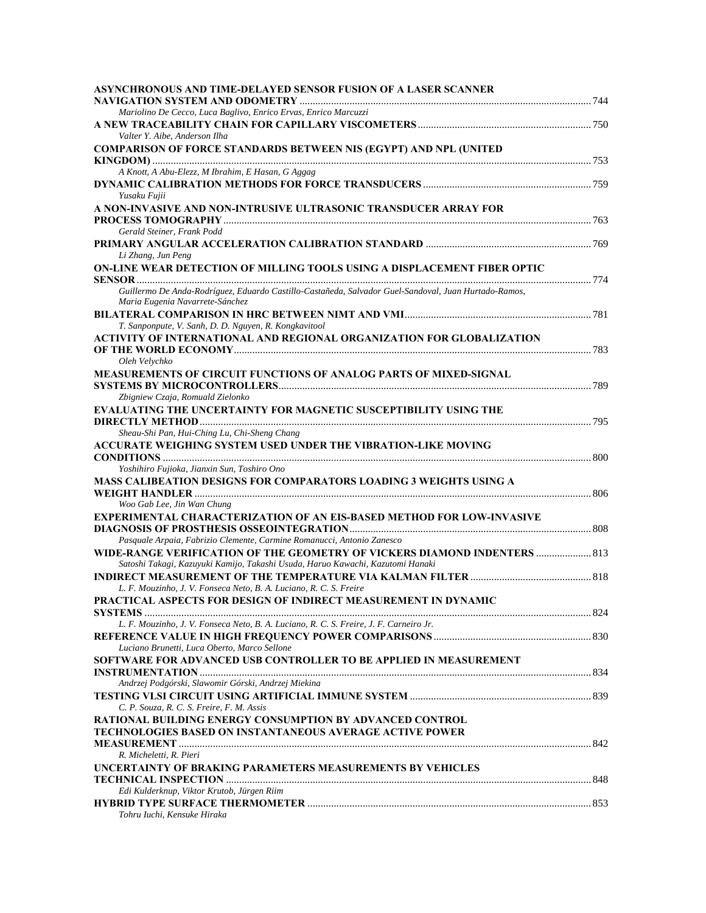**ASYNCHRONOUS AND TIME-DELAYED SENSOR FUSION OF A LASER SCANNER NAVIGATION SYSTEM AND ODOMETRY** ........ 744
*Mariolino De Cecco, Luca Baglivo, Enrico Ervas, Enrico Marcuzzi*

**A NEW TRACEABILITY CHAIN FOR CAPILLARY VISCOMETERS** ........ 750
*Valter Y. Aibe, Anderson Ilha*

**COMPARISON OF FORCE STANDARDS BETWEEN NIS (EGYPT) AND NPL (UNITED KINGDOM)** ........ 753
*A Knott, A Abu-Elezz, M Ibrahim, E Hasan, G Aggag*

**DYNAMIC CALIBRATION METHODS FOR FORCE TRANSDUCERS** ........ 759
*Yusaku Fujii*

**A NON-INVASIVE AND NON-INTRUSIVE ULTRASONIC TRANSDUCER ARRAY FOR PROCESS TOMOGRAPHY** ........ 763
*Gerald Steiner, Frank Podd*

**PRIMARY ANGULAR ACCELERATION CALIBRATION STANDARD** ........ 769
*Li Zhang, Jun Peng*

**ON-LINE WEAR DETECTION OF MILLING TOOLS USING A DISPLACEMENT FIBER OPTIC SENSOR** ........ 774
*Guillermo De Anda-Rodríguez, Eduardo Castillo-Castañeda, Salvador Guel-Sandoval, Juan Hurtado-Ramos, Maria Eugenia Navarrete-Sánchez*

**BILATERAL COMPARISON IN HRC BETWEEN NIMT AND VMI** ........ 781
*T. Sanponpute, V. Sanh, D. D. Nguyen, R. Kongkavitool*

**ACTIVITY OF INTERNATIONAL AND REGIONAL ORGANIZATION FOR GLOBALIZATION OF THE WORLD ECONOMY** ........ 783
*Oleh Velychko*

**MEASUREMENTS OF CIRCUIT FUNCTIONS OF ANALOG PARTS OF MIXED-SIGNAL SYSTEMS BY MICROCONTROLLERS** ........ 789
*Zbigniew Czaja, Romuald Zielonko*

**EVALUATING THE UNCERTAINTY FOR MAGNETIC SUSCEPTIBILITY USING THE DIRECTLY METHOD** ........ 795
*Sheau-Shi Pan, Hui-Ching Lu, Chi-Sheng Chang*

**ACCURATE WEIGHING SYSTEM USED UNDER THE VIBRATION-LIKE MOVING CONDITIONS** ........ 800
*Yoshihiro Fujioka, Jianxin Sun, Toshiro Ono*

**MASS CALIBEATION DESIGNS FOR COMPARATORS LOADING 3 WEIGHTS USING A WEIGHT HANDLER** ........ 806
*Woo Gab Lee, Jin Wan Chung*

**EXPERIMENTAL CHARACTERIZATION OF AN EIS-BASED METHOD FOR LOW-INVASIVE DIAGNOSIS OF PROSTHESIS OSSEOINTEGRATION** ........ 808
*Pasquale Arpaia, Fabrizio Clemente, Carmine Romanucci, Antonio Zanesco*

**WIDE-RANGE VERIFICATION OF THE GEOMETRY OF VICKERS DIAMOND INDENTERS** ........ 813
*Satoshi Takagi, Kazuyuki Kamijo, Takashi Usuda, Haruo Kawachi, Kazutomi Hanaki*

**INDIRECT MEASUREMENT OF THE TEMPERATURE VIA KALMAN FILTER** ........ 818
*L. F. Mouzinho, J. V. Fonseca Neto, B. A. Luciano, R. C. S. Freire*

**PRACTICAL ASPECTS FOR DESIGN OF INDIRECT MEASUREMENT IN DYNAMIC SYSTEMS** ........ 824
*L. F. Mouzinho, J. V. Fonseca Neto, B. A. Luciano, R. C. S. Freire, J. F. Carneiro Jr.*

**REFERENCE VALUE IN HIGH FREQUENCY POWER COMPARISONS** ........ 830
*Luciano Brunetti, Luca Oberto, Marco Sellone*

**SOFTWARE FOR ADVANCED USB CONTROLLER TO BE APPLIED IN MEASUREMENT INSTRUMENTATION** ........ 834
*Andrzej Podgórski, Slawomir Górski, Andrzej Miekina*

**TESTING VLSI CIRCUIT USING ARTIFICIAL IMMUNE SYSTEM** ........ 839
*C. P. Souza, R. C. S. Freire, F. M. Assis*

**RATIONAL BUILDING ENERGY CONSUMPTION BY ADVANCED CONTROL TECHNOLOGIES BASED ON INSTANTANEOUS AVERAGE ACTIVE POWER MEASUREMENT** ........ 842
*R. Micheletti, R. Pieri*

**UNCERTAINTY OF BRAKING PARAMETERS MEASUREMENTS BY VEHICLES TECHNICAL INSPECTION** ........ 848
*Edi Kulderknup, Viktor Krutob, Jürgen Riim*

**HYBRID TYPE SURFACE THERMOMETER** ........ 853
*Tohru Iuchi, Kensuke Hiraka*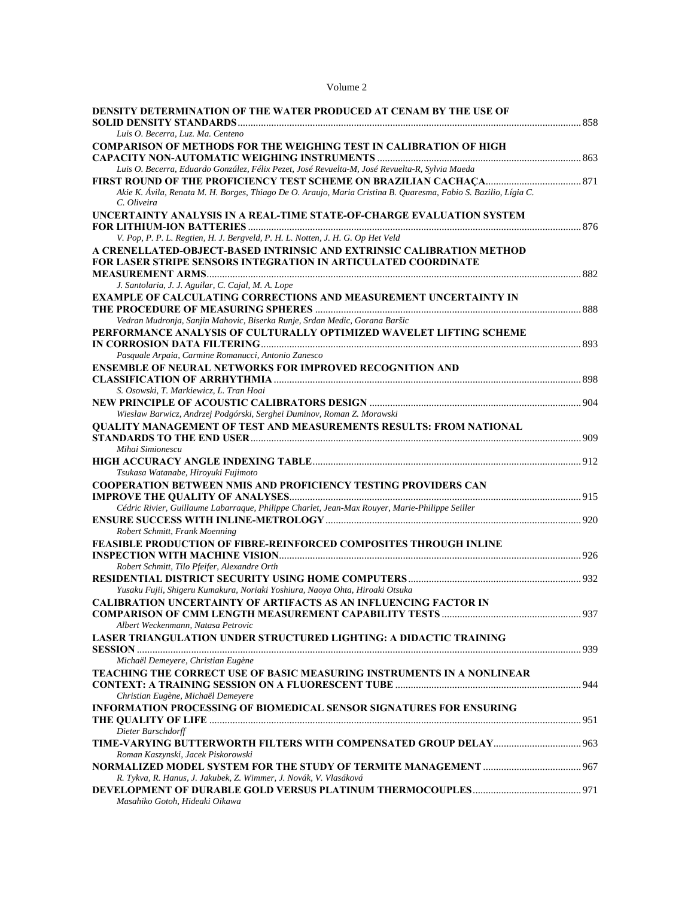Volume 2

**DENSITY DETERMINATION OF THE WATER PRODUCED AT CENAM BY THE USE OF SOLID DENSITY STANDARDS** ... 858
*Luis O. Becerra, Luz. Ma. Centeno*

**COMPARISON OF METHODS FOR THE WEIGHING TEST IN CALIBRATION OF HIGH CAPACITY NON-AUTOMATIC WEIGHING INSTRUMENTS** ... 863
*Luis O. Becerra, Eduardo González, Félix Pezet, José Revuelta-M, José Revuelta-R, Sylvia Maeda*

**FIRST ROUND OF THE PROFICIENCY TEST SCHEME ON BRAZILIAN CACHAÇA** ... 871
*Akie K. Ávila, Renata M. H. Borges, Thiago De O. Araujo, Maria Cristina B. Quaresma, Fabio S. Bazilio, Lígia C. C. Oliveira*

**UNCERTAINTY ANALYSIS IN A REAL-TIME STATE-OF-CHARGE EVALUATION SYSTEM FOR LITHIUM-ION BATTERIES** ... 876
*V. Pop, P. P. L. Regtien, H. J. Bergveld, P. H. L. Notten, J. H. G. Op Het Veld*

**A CRENELLATED-OBJECT-BASED INTRINSIC AND EXTRINSIC CALIBRATION METHOD FOR LASER STRIPE SENSORS INTEGRATION IN ARTICULATED COORDINATE MEASUREMENT ARMS** ... 882
*J. Santolaria, J. J. Aguilar, C. Cajal, M. A. Lope*

**EXAMPLE OF CALCULATING CORRECTIONS AND MEASUREMENT UNCERTAINTY IN THE PROCEDURE OF MEASURING SPHERES** ... 888
*Vedran Mudronja, Sanjin Mahovic, Biserka Runje, Srdan Medic, Gorana Baršic*

**PERFORMANCE ANALYSIS OF CULTURALLY OPTIMIZED WAVELET LIFTING SCHEME IN CORROSION DATA FILTERING** ... 893
*Pasquale Arpaia, Carmine Romanucci, Antonio Zanesco*

**ENSEMBLE OF NEURAL NETWORKS FOR IMPROVED RECOGNITION AND CLASSIFICATION OF ARRHYTHMIA** ... 898
*S. Osowski, T. Markiewicz, L. Tran Hoai*

**NEW PRINCIPLE OF ACOUSTIC CALIBRATORS DESIGN** ... 904
*Wieslaw Barwicz, Andrzej Podgórski, Serghei Duminov, Roman Z. Morawski*

**QUALITY MANAGEMENT OF TEST AND MEASUREMENTS RESULTS: FROM NATIONAL STANDARDS TO THE END USER** ... 909
*Mihai Simionescu*

**HIGH ACCURACY ANGLE INDEXING TABLE** ... 912
*Tsukasa Watanabe, Hiroyuki Fujimoto*

**COOPERATION BETWEEN NMIS AND PROFICIENCY TESTING PROVIDERS CAN IMPROVE THE QUALITY OF ANALYSES** ... 915
*Cédric Rivier, Guillaume Labarraque, Philippe Charlet, Jean-Max Rouyer, Marie-Philippe Seiller*

**ENSURE SUCCESS WITH INLINE-METROLOGY** ... 920
*Robert Schmitt, Frank Moenning*

**FEASIBLE PRODUCTION OF FIBRE-REINFORCED COMPOSITES THROUGH INLINE INSPECTION WITH MACHINE VISION** ... 926
*Robert Schmitt, Tilo Pfeifer, Alexandre Orth*

**RESIDENTIAL DISTRICT SECURITY USING HOME COMPUTERS** ... 932
*Yusaku Fujii, Shigeru Kumakura, Noriaki Yoshiura, Naoya Ohta, Hiroaki Otsuka*

**CALIBRATION UNCERTAINTY OF ARTIFACTS AS AN INFLUENCING FACTOR IN COMPARISON OF CMM LENGTH MEASUREMENT CAPABILITY TESTS** ... 937
*Albert Weckenmann, Natasa Petrovic*

**LASER TRIANGULATION UNDER STRUCTURED LIGHTING: A DIDACTIC TRAINING SESSION** ... 939
*Michaël Demeyere, Christian Eugène*

**TEACHING THE CORRECT USE OF BASIC MEASURING INSTRUMENTS IN A NONLINEAR CONTEXT: A TRAINING SESSION ON A FLUORESCENT TUBE** ... 944
*Christian Eugène, Michaël Demeyere*

**INFORMATION PROCESSING OF BIOMEDICAL SENSOR SIGNATURES FOR ENSURING THE QUALITY OF LIFE** ... 951
*Dieter Barschdorff*

**TIME-VARYING BUTTERWORTH FILTERS WITH COMPENSATED GROUP DELAY** ... 963
*Roman Kaszynski, Jacek Piskorowski*

**NORMALIZED MODEL SYSTEM FOR THE STUDY OF TERMITE MANAGEMENT** ... 967
*R. Tykva, R. Hanus, J. Jakubek, Z. Wimmer, J. Novák, V. Vlasáková*

**DEVELOPMENT OF DURABLE GOLD VERSUS PLATINUM THERMOCOUPLES** ... 971
*Masahiko Gotoh, Hideaki Oikawa*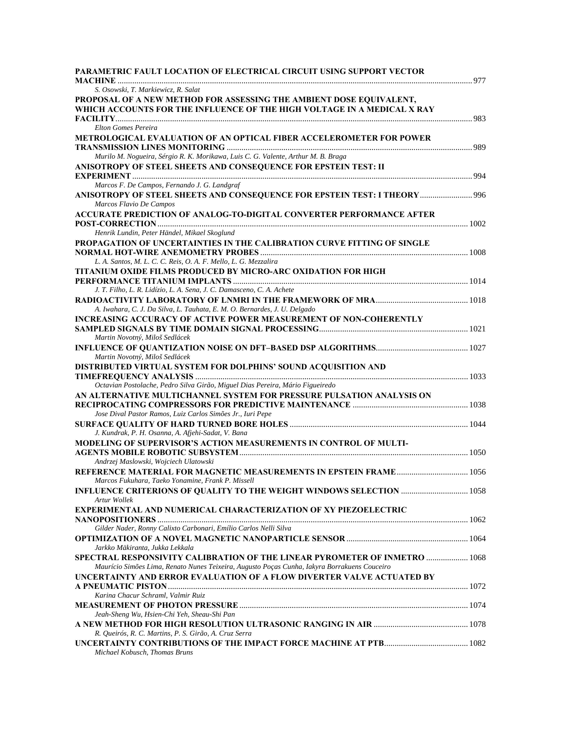**PARAMETRIC FAULT LOCATION OF ELECTRICAL CIRCUIT USING SUPPORT VECTOR MACHINE** ........ 977
*S. Osowski, T. Markiewicz, R. Salat*

**PROPOSAL OF A NEW METHOD FOR ASSESSING THE AMBIENT DOSE EQUIVALENT, WHICH ACCOUNTS FOR THE INFLUENCE OF THE HIGH VOLTAGE IN A MEDICAL X RAY FACILITY** ........ 983
*Elton Gomes Pereira*

**METROLOGICAL EVALUATION OF AN OPTICAL FIBER ACCELEROMETER FOR POWER TRANSMISSION LINES MONITORING** ........ 989
*Murilo M. Nogueira, Sérgio R. K. Morikawa, Luis C. G. Valente, Arthur M. B. Braga*

**ANISOTROPY OF STEEL SHEETS AND CONSEQUENCE FOR EPSTEIN TEST: II EXPERIMENT** ........ 994
*Marcos F. De Campos, Fernando J. G. Landgraf*

**ANISOTROPY OF STEEL SHEETS AND CONSEQUENCE FOR EPSTEIN TEST: I THEORY** ........ 996
*Marcos Flavio De Campos*

**ACCURATE PREDICTION OF ANALOG-TO-DIGITAL CONVERTER PERFORMANCE AFTER POST-CORRECTION** ........ 1002
*Henrik Lundin, Peter Händel, Mikael Skoglund*

**PROPAGATION OF UNCERTAINTIES IN THE CALIBRATION CURVE FITTING OF SINGLE NORMAL HOT-WIRE ANEMOMETRY PROBES** ........ 1008
*L. A. Santos, M. L. C. C. Reis, O. A. F. Mello, L. G. Mezzalira*

**TITANIUM OXIDE FILMS PRODUCED BY MICRO-ARC OXIDATION FOR HIGH PERFORMANCE TITANIUM IMPLANTS** ........ 1014
*J. T. Filho, L. R. Lidízio, L. A. Sena, J. C. Damasceno, C. A. Achete*

**RADIOACTIVITY LABORATORY OF LNMRI IN THE FRAMEWORK OF MRA** ........ 1018
*A. Iwahara, C. J. Da Silva, L. Tauhata, E. M. O. Bernardes, J. U. Delgado*

**INCREASING ACCURACY OF ACTIVE POWER MEASUREMENT OF NON-COHERENTLY SAMPLED SIGNALS BY TIME DOMAIN SIGNAL PROCESSING** ........ 1021
*Martin Novotný, Miloš Sedlácek*

**INFLUENCE OF QUANTIZATION NOISE ON DFT–BASED DSP ALGORITHMS** ........ 1027
*Martin Novotný, Miloš Sedlácek*

**DISTRIBUTED VIRTUAL SYSTEM FOR DOLPHINS' SOUND ACQUISITION AND TIMEFREQUENCY ANALYSIS** ........ 1033
*Octavian Postolache, Pedro Silva Girão, Miguel Dias Pereira, Mário Figueiredo*

**AN ALTERNATIVE MULTICHANNEL SYSTEM FOR PRESSURE PULSATION ANALYSIS ON RECIPROCATING COMPRESSORS FOR PREDICTIVE MAINTENANCE** ........ 1038
*Jose Dival Pastor Ramos, Luiz Carlos Simões Jr., Iuri Pepe*

**SURFACE QUALITY OF HARD TURNED BORE HOLES** ........ 1044
*J. Kundrak, P. H. Osanna, A. Afjehi-Sadat, V. Bana*

**MODELING OF SUPERVISOR'S ACTION MEASUREMENTS IN CONTROL OF MULTI-AGENTS MOBILE ROBOTIC SUBSYSTEM** ........ 1050
*Andrzej Maslowski, Wojciech Ulatowski*

**REFERENCE MATERIAL FOR MAGNETIC MEASUREMENTS IN EPSTEIN FRAME** ........ 1056
*Marcos Fukuhara, Taeko Yonamine, Frank P. Missell*

**INFLUENCE CRITERIONS OF QUALITY TO THE WEIGHT WINDOWS SELECTION** ........ 1058
*Artur Wollek*

**EXPERIMENTAL AND NUMERICAL CHARACTERIZATION OF XY PIEZOELECTRIC NANOPOSITIONERS** ........ 1062
*Gilder Nader, Ronny Calixto Carbonari, Emílio Carlos Nelli Silva*

**OPTIMIZATION OF A NOVEL MAGNETIC NANOPARTICLE SENSOR** ........ 1064
*Jarkko Mäkiranta, Jukka Lekkala*

**SPECTRAL RESPONSIVITY CALIBRATION OF THE LINEAR PYROMETER OF INMETRO** ........ 1068
*Maurício Simões Lima, Renato Nunes Teixeira, Augusto Poças Cunha, Iakyra Borrakuens Couceiro*

**UNCERTAINTY AND ERROR EVALUATION OF A FLOW DIVERTER VALVE ACTUATED BY A PNEUMATIC PISTON** ........ 1072
*Karina Chacur Schraml, Valmir Ruiz*

**MEASUREMENT OF PHOTON PRESSURE** ........ 1074
*Jeah-Sheng Wu, Hsien-Chi Yeh, Sheau-Shi Pan*

**A NEW METHOD FOR HIGH RESOLUTION ULTRASONIC RANGING IN AIR** ........ 1078
*R. Queirós, R. C. Martins, P. S. Girão, A. Cruz Serra*

**UNCERTAINTY CONTRIBUTIONS OF THE IMPACT FORCE MACHINE AT PTB** ........ 1082
*Michael Kobusch, Thomas Bruns*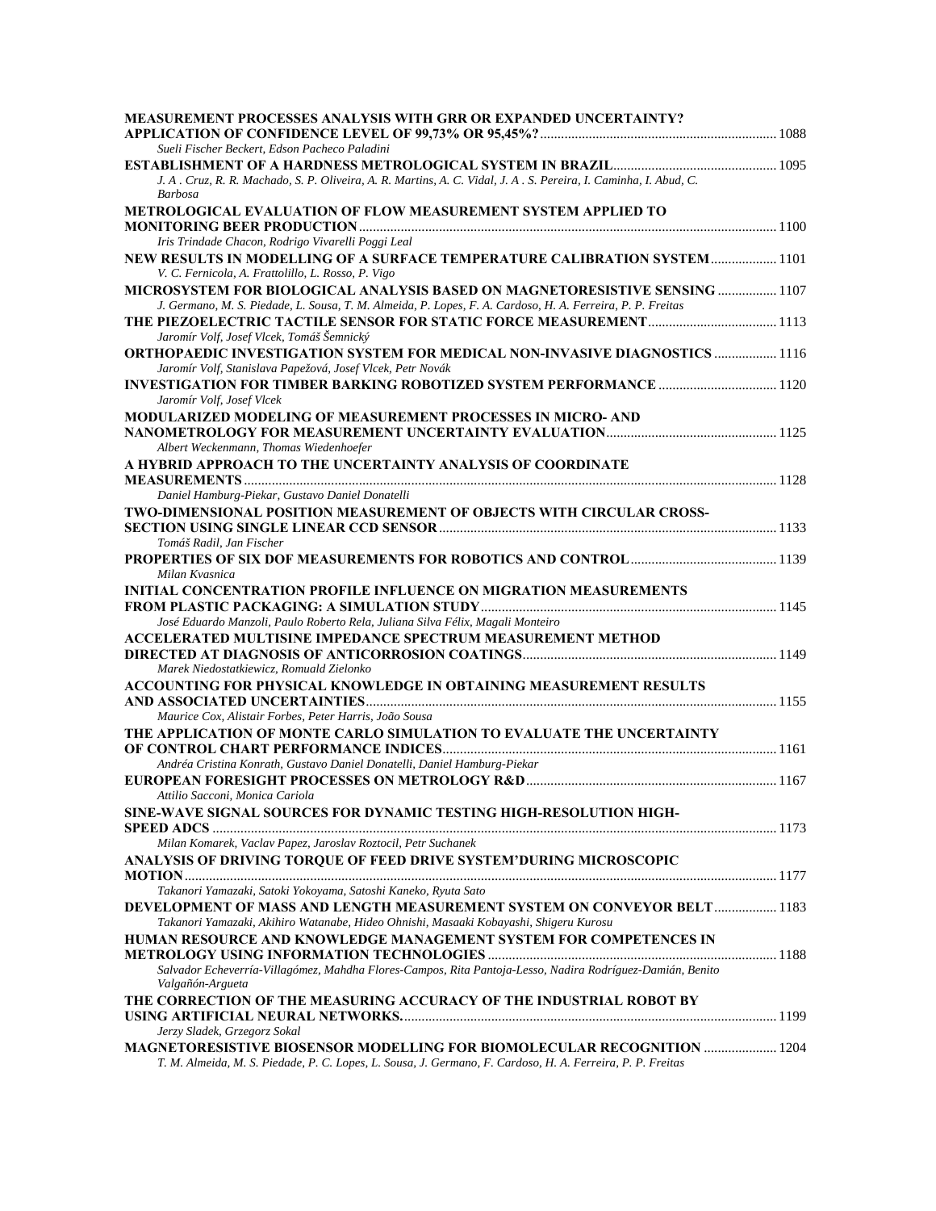**MEASUREMENT PROCESSES ANALYSIS WITH GRR OR EXPANDED UNCERTAINTY? APPLICATION OF CONFIDENCE LEVEL OF 99,73% OR 95,45%?** ........ 1088
*Sueli Fischer Beckert, Edson Pacheco Paladini*

**ESTABLISHMENT OF A HARDNESS METROLOGICAL SYSTEM IN BRAZIL** ........ 1095
*J. A . Cruz, R. R. Machado, S. P. Oliveira, A. R. Martins, A. C. Vidal, J. A . S. Pereira, I. Caminha, I. Abud, C. Barbosa*

**METROLOGICAL EVALUATION OF FLOW MEASUREMENT SYSTEM APPLIED TO MONITORING BEER PRODUCTION** ........ 1100
*Iris Trindade Chacon, Rodrigo Vivarelli Poggi Leal*

**NEW RESULTS IN MODELLING OF A SURFACE TEMPERATURE CALIBRATION SYSTEM** ........ 1101
*V. C. Fernicola, A. Frattolillo, L. Rosso, P. Vigo*

**MICROSYSTEM FOR BIOLOGICAL ANALYSIS BASED ON MAGNETORESISTIVE SENSING** ........ 1107
*J. Germano, M. S. Piedade, L. Sousa, T. M. Almeida, P. Lopes, F. A. Cardoso, H. A. Ferreira, P. P. Freitas*

**THE PIEZOELECTRIC TACTILE SENSOR FOR STATIC FORCE MEASUREMENT** ........ 1113
*Jaromír Volf, Josef Vlcek, Tomáš Šemnický*

**ORTHOPAEDIC INVESTIGATION SYSTEM FOR MEDICAL NON-INVASIVE DIAGNOSTICS** ........ 1116
*Jaromír Volf, Stanislava Papežová, Josef Vlcek, Petr Novák*

**INVESTIGATION FOR TIMBER BARKING ROBOTIZED SYSTEM PERFORMANCE** ........ 1120
*Jaromír Volf, Josef Vlcek*

**MODULARIZED MODELING OF MEASUREMENT PROCESSES IN MICRO- AND NANOMETROLOGY FOR MEASUREMENT UNCERTAINTY EVALUATION** ........ 1125
*Albert Weckenmann, Thomas Wiedenhoefer*

**A HYBRID APPROACH TO THE UNCERTAINTY ANALYSIS OF COORDINATE MEASUREMENTS** ........ 1128
*Daniel Hamburg-Piekar, Gustavo Daniel Donatelli*

**TWO-DIMENSIONAL POSITION MEASUREMENT OF OBJECTS WITH CIRCULAR CROSS-SECTION USING SINGLE LINEAR CCD SENSOR** ........ 1133
*Tomáš Radil, Jan Fischer*

**PROPERTIES OF SIX DOF MEASUREMENTS FOR ROBOTICS AND CONTROL** ........ 1139
*Milan Kvasnica*

**INITIAL CONCENTRATION PROFILE INFLUENCE ON MIGRATION MEASUREMENTS FROM PLASTIC PACKAGING: A SIMULATION STUDY** ........ 1145
*José Eduardo Manzoli, Paulo Roberto Rela, Juliana Silva Félix, Magali Monteiro*

**ACCELERATED MULTISINE IMPEDANCE SPECTRUM MEASUREMENT METHOD DIRECTED AT DIAGNOSIS OF ANTICORROSION COATINGS** ........ 1149
*Marek Niedostatkiewicz, Romuald Zielonko*

**ACCOUNTING FOR PHYSICAL KNOWLEDGE IN OBTAINING MEASUREMENT RESULTS AND ASSOCIATED UNCERTAINTIES** ........ 1155
*Maurice Cox, Alistair Forbes, Peter Harris, João Sousa*

**THE APPLICATION OF MONTE CARLO SIMULATION TO EVALUATE THE UNCERTAINTY OF CONTROL CHART PERFORMANCE INDICES** ........ 1161
*Andréa Cristina Konrath, Gustavo Daniel Donatelli, Daniel Hamburg-Piekar*

**EUROPEAN FORESIGHT PROCESSES ON METROLOGY R&D** ........ 1167
*Attilio Sacconi, Monica Cariola*

**SINE-WAVE SIGNAL SOURCES FOR DYNAMIC TESTING HIGH-RESOLUTION HIGH-SPEED ADCS** ........ 1173
*Milan Komarek, Vaclav Papez, Jaroslav Roztocil, Petr Suchanek*

**ANALYSIS OF DRIVING TORQUE OF FEED DRIVE SYSTEM'DURING MICROSCOPIC MOTION** ........ 1177
*Takanori Yamazaki, Satoki Yokoyama, Satoshi Kaneko, Ryuta Sato*

**DEVELOPMENT OF MASS AND LENGTH MEASUREMENT SYSTEM ON CONVEYOR BELT** ........ 1183
*Takanori Yamazaki, Akihiro Watanabe, Hideo Ohnishi, Masaaki Kobayashi, Shigeru Kurosu*

**HUMAN RESOURCE AND KNOWLEDGE MANAGEMENT SYSTEM FOR COMPETENCES IN METROLOGY USING INFORMATION TECHNOLOGIES** ........ 1188
*Salvador Echeverría-Villagómez, Mahdha Flores-Campos, Rita Pantoja-Lesso, Nadira Rodríguez-Damián, Benito Valgañón-Argueta*

**THE CORRECTION OF THE MEASURING ACCURACY OF THE INDUSTRIAL ROBOT BY USING ARTIFICIAL NEURAL NETWORKS.** ........ 1199
*Jerzy Sladek, Grzegorz Sokal*

**MAGNETORESISTIVE BIOSENSOR MODELLING FOR BIOMOLECULAR RECOGNITION** ........ 1204
*T. M. Almeida, M. S. Piedade, P. C. Lopes, L. Sousa, J. Germano, F. Cardoso, H. A. Ferreira, P. P. Freitas*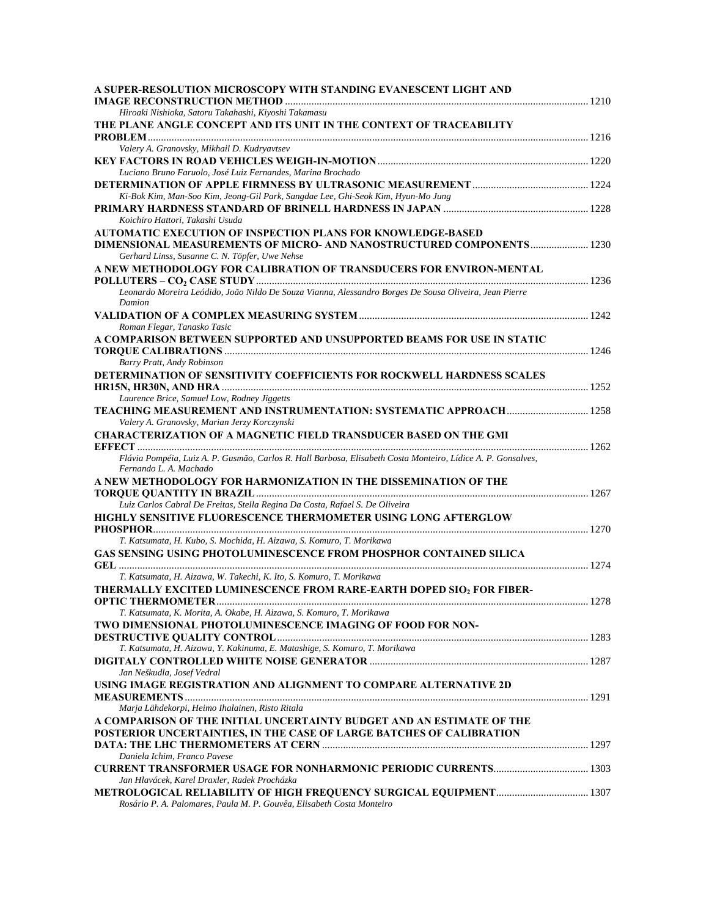**A SUPER-RESOLUTION MICROSCOPY WITH STANDING EVANESCENT LIGHT AND IMAGE RECONSTRUCTION METHOD** ..... 1210
*Hiroaki Nishioka, Satoru Takahashi, Kiyoshi Takamasu*

**THE PLANE ANGLE CONCEPT AND ITS UNIT IN THE CONTEXT OF TRACEABILITY PROBLEM** ..... 1216
*Valery A. Granovsky, Mikhail D. Kudryavtsev*

**KEY FACTORS IN ROAD VEHICLES WEIGH-IN-MOTION** ..... 1220
*Luciano Bruno Faruolo, José Luiz Fernandes, Marina Brochado*

**DETERMINATION OF APPLE FIRMNESS BY ULTRASONIC MEASUREMENT** ..... 1224
*Ki-Bok Kim, Man-Soo Kim, Jeong-Gil Park, Sangdae Lee, Ghi-Seok Kim, Hyun-Mo Jung*

**PRIMARY HARDNESS STANDARD OF BRINELL HARDNESS IN JAPAN** ..... 1228
*Koichiro Hattori, Takashi Usuda*

**AUTOMATIC EXECUTION OF INSPECTION PLANS FOR KNOWLEDGE-BASED DIMENSIONAL MEASUREMENTS OF MICRO- AND NANOSTRUCTURED COMPONENTS** ..... 1230
*Gerhard Linss, Susanne C. N. Töpfer, Uwe Nehse*

**A NEW METHODOLOGY FOR CALIBRATION OF TRANSDUCERS FOR ENVIRON-MENTAL POLLUTERS – $CO_2$ CASE STUDY** ..... 1236
*Leonardo Moreira Leódido, João Nildo De Souza Vianna, Alessandro Borges De Sousa Oliveira, Jean Pierre Damion*

**VALIDATION OF A COMPLEX MEASURING SYSTEM** ..... 1242
*Roman Flegar, Tanasko Tasic*

**A COMPARISON BETWEEN SUPPORTED AND UNSUPPORTED BEAMS FOR USE IN STATIC TORQUE CALIBRATIONS** ..... 1246
*Barry Pratt, Andy Robinson*

**DETERMINATION OF SENSITIVITY COEFFICIENTS FOR ROCKWELL HARDNESS SCALES HR15N, HR30N, AND HRA** ..... 1252
*Laurence Brice, Samuel Low, Rodney Jiggetts*

**TEACHING MEASUREMENT AND INSTRUMENTATION: SYSTEMATIC APPROACH** ..... 1258
*Valery A. Granovsky, Marian Jerzy Korczynski*

**CHARACTERIZATION OF A MAGNETIC FIELD TRANSDUCER BASED ON THE GMI EFFECT** ..... 1262
*Flávia Pompéia, Luiz A. P. Gusmão, Carlos R. Hall Barbosa, Elisabeth Costa Monteiro, Lídice A. P. Gonsalves, Fernando L. A. Machado*

**A NEW METHODOLOGY FOR HARMONIZATION IN THE DISSEMINATION OF THE TORQUE QUANTITY IN BRAZIL** ..... 1267
*Luiz Carlos Cabral De Freitas, Stella Regina Da Costa, Rafael S. De Oliveira*

**HIGHLY SENSITIVE FLUORESCENCE THERMOMETER USING LONG AFTERGLOW PHOSPHOR** ..... 1270
*T. Katsumata, H. Kubo, S. Mochida, H. Aizawa, S. Komuro, T. Morikawa*

**GAS SENSING USING PHOTOLUMINESCENCE FROM PHOSPHOR CONTAINED SILICA GEL** ..... 1274
*T. Katsumata, H. Aizawa, W. Takechi, K. Ito, S. Komuro, T. Morikawa*

**THERMALLY EXCITED LUMINESCENCE FROM RARE-EARTH DOPED $SiO_2$ FOR FIBER-OPTIC THERMOMETER** ..... 1278
*T. Katsumata, K. Morita, A. Okabe, H. Aizawa, S. Komuro, T. Morikawa*

**TWO DIMENSIONAL PHOTOLUMINESCENCE IMAGING OF FOOD FOR NON-DESTRUCTIVE QUALITY CONTROL** ..... 1283
*T. Katsumata, H. Aizawa, Y. Kakinuma, E. Matashige, S. Komuro, T. Morikawa*

**DIGITALY CONTROLLED WHITE NOISE GENERATOR** ..... 1287
*Jan Neškudla, Josef Vedral*

**USING IMAGE REGISTRATION AND ALIGNMENT TO COMPARE ALTERNATIVE 2D MEASUREMENTS** ..... 1291
*Marja Lähdekorpi, Heimo Ihalainen, Risto Ritala*

**A COMPARISON OF THE INITIAL UNCERTAINTY BUDGET AND AN ESTIMATE OF THE POSTERIOR UNCERTAINTIES, IN THE CASE OF LARGE BATCHES OF CALIBRATION DATA: THE LHC THERMOMETERS AT CERN** ..... 1297
*Daniela Ichim, Franco Pavese*

**CURRENT TRANSFORMER USAGE FOR NONHARMONIC PERIODIC CURRENTS** ..... 1303
*Jan Hlavácek, Karel Draxler, Radek Procházka*

**METROLOGICAL RELIABILITY OF HIGH FREQUENCY SURGICAL EQUIPMENT** ..... 1307
*Rosário P. A. Palomares, Paula M. P. Gouvêa, Elisabeth Costa Monteiro*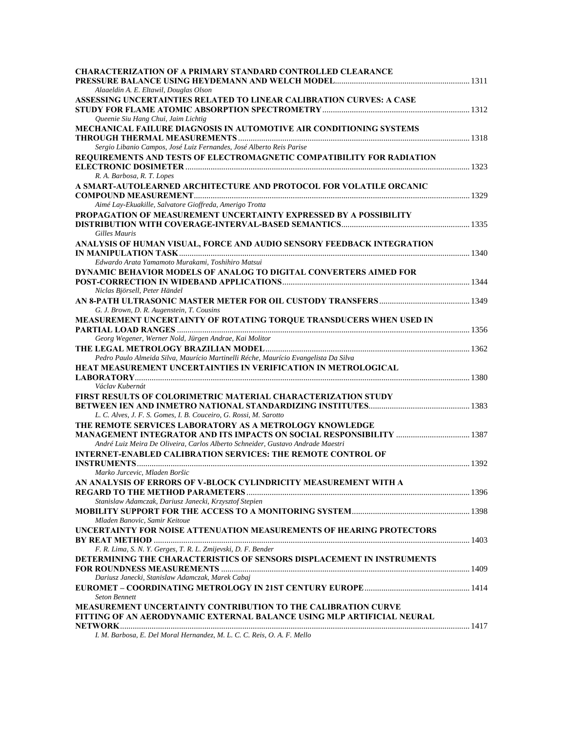**CHARACTERIZATION OF A PRIMARY STANDARD CONTROLLED CLEARANCE PRESSURE BALANCE USING HEYDEMANN AND WELCH MODEL** ............ 1311
*Alaaeldin A. E. Eltawil, Douglas Olson*

**ASSESSING UNCERTAINTIES RELATED TO LINEAR CALIBRATION CURVES: A CASE STUDY FOR FLAME ATOMIC ABSORPTION SPECTROMETRY** ............ 1312
*Queenie Siu Hang Chui, Jaim Lichtig*

**MECHANICAL FAILURE DIAGNOSIS IN AUTOMOTIVE AIR CONDITIONING SYSTEMS THROUGH THERMAL MEASUREMENTS** ............ 1318
*Sergio Libanio Campos, José Luiz Fernandes, José Alberto Reis Parise*

**REQUIREMENTS AND TESTS OF ELECTROMAGNETIC COMPATIBILITY FOR RADIATION ELECTRONIC DOSIMETER** ............ 1323
*R. A. Barbosa, R. T. Lopes*

**A SMART-AUTOLEARNED ARCHITECTURE AND PROTOCOL FOR VOLATILE ORCANIC COMPOUND MEASUREMENT** ............ 1329
*Aimé Lay-Ekuakille, Salvatore Gioffreda, Amerigo Trotta*

**PROPAGATION OF MEASUREMENT UNCERTAINTY EXPRESSED BY A POSSIBILITY DISTRIBUTION WITH COVERAGE-INTERVAL-BASED SEMANTICS** ............ 1335
*Gilles Mauris*

**ANALYSIS OF HUMAN VISUAL, FORCE AND AUDIO SENSORY FEEDBACK INTEGRATION IN MANIPULATION TASK** ............ 1340
*Edwardo Arata Yamamoto Murakami, Toshihiro Matsui*

**DYNAMIC BEHAVIOR MODELS OF ANALOG TO DIGITAL CONVERTERS AIMED FOR POST-CORRECTION IN WIDEBAND APPLICATIONS** ............ 1344
*Niclas Björsell, Peter Händel*

**AN 8-PATH ULTRASONIC MASTER METER FOR OIL CUSTODY TRANSFERS** ............ 1349
*G. J. Brown, D. R. Augenstein, T. Cousins*

**MEASUREMENT UNCERTAINTY OF ROTATING TORQUE TRANSDUCERS WHEN USED IN PARTIAL LOAD RANGES** ............ 1356
*Georg Wegener, Werner Nold, Jürgen Andrae, Kai Molitor*

**THE LEGAL METROLOGY BRAZILIAN MODEL** ............ 1362
*Pedro Paulo Almeida Silva, Maurício Martinelli Réche, Maurício Evangelista Da Silva*

**HEAT MEASUREMENT UNCERTAINTIES IN VERIFICATION IN METROLOGICAL LABORATORY** ............ 1380
*Václav Kubernát*

**FIRST RESULTS OF COLORIMETRIC MATERIAL CHARACTERIZATION STUDY BETWEEN IEN AND INMETRO NATIONAL STANDARDIZING INSTITUTES** ............ 1383
*L. C. Alves, J. F. S. Gomes, I. B. Couceiro, G. Rossi, M. Sarotto*

**THE REMOTE SERVICES LABORATORY AS A METROLOGY KNOWLEDGE MANAGEMENT INTEGRATOR AND ITS IMPACTS ON SOCIAL RESPONSIBILITY** ............ 1387
*André Luiz Meira De Oliveira, Carlos Alberto Schneider, Gustavo Andrade Maestri*

**INTERNET-ENABLED CALIBRATION SERVICES: THE REMOTE CONTROL OF INSTRUMENTS** ............ 1392
*Marko Jurcevic, Mladen Boršic*

**AN ANALYSIS OF ERRORS OF V-BLOCK CYLINDRICITY MEASUREMENT WITH A REGARD TO THE METHOD PARAMETERS** ............ 1396
*Stanislaw Adamczak, Dariusz Janecki, Krzysztof Stepien*

**MOBILITY SUPPORT FOR THE ACCESS TO A MONITORING SYSTEM** ............ 1398
*Mladen Banovic, Samir Keitoue*

**UNCERTAINTY FOR NOISE ATTENUATION MEASUREMENTS OF HEARING PROTECTORS BY REAT METHOD** ............ 1403
*F. R. Lima, S. N. Y. Gerges, T. R. L. Zmijevski, D. F. Bender*

**DETERMINING THE CHARACTERISTICS OF SENSORS DISPLACEMENT IN INSTRUMENTS FOR ROUNDNESS MEASUREMENTS** ............ 1409
*Dariusz Janecki, Stanislaw Adamczak, Marek Cabaj*

**EUROMET – COORDINATING METROLOGY IN 21ST CENTURY EUROPE** ............ 1414
*Seton Bennett*

**MEASUREMENT UNCERTAINTY CONTRIBUTION TO THE CALIBRATION CURVE FITTING OF AN AERODYNAMIC EXTERNAL BALANCE USING MLP ARTIFICIAL NEURAL NETWORK** ............ 1417
*I. M. Barbosa, E. Del Moral Hernandez, M. L. C. C. Reis, O. A. F. Mello*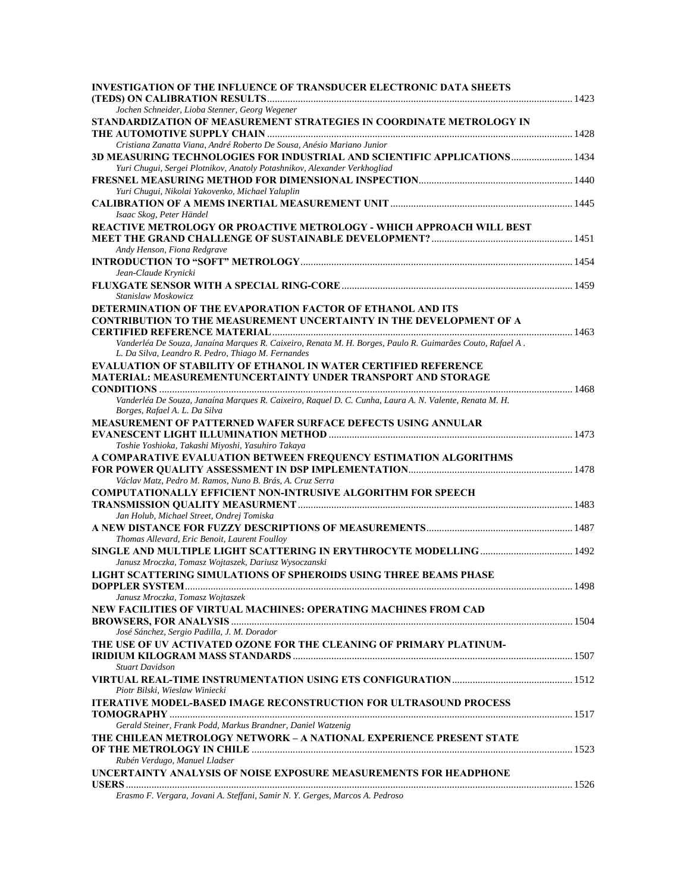**INVESTIGATION OF THE INFLUENCE OF TRANSDUCER ELECTRONIC DATA SHEETS (TEDS) ON CALIBRATION RESULTS** ........ 1423
*Jochen Schneider, Lioba Stenner, Georg Wegener*

**STANDARDIZATION OF MEASUREMENT STRATEGIES IN COORDINATE METROLOGY IN THE AUTOMOTIVE SUPPLY CHAIN** ........ 1428
*Cristiana Zanatta Viana, André Roberto De Sousa, Anésio Mariano Junior*

**3D MEASURING TECHNOLOGIES FOR INDUSTRIAL AND SCIENTIFIC APPLICATIONS** ........ 1434
*Yuri Chugui, Sergei Plotnikov, Anatoly Potashnikov, Alexander Verkhogliad*

**FRESNEL MEASURING METHOD FOR DIMENSIONAL INSPECTION** ........ 1440
*Yuri Chugui, Nikolai Yakovenko, Michael Yaluplin*

**CALIBRATION OF A MEMS INERTIAL MEASUREMENT UNIT** ........ 1445
*Isaac Skog, Peter Händel*

**REACTIVE METROLOGY OR PROACTIVE METROLOGY - WHICH APPROACH WILL BEST MEET THE GRAND CHALLENGE OF SUSTAINABLE DEVELOPMENT?** ........ 1451
*Andy Henson, Fiona Redgrave*

**INTRODUCTION TO "SOFT" METROLOGY** ........ 1454
*Jean-Claude Krynicki*

**FLUXGATE SENSOR WITH A SPECIAL RING-CORE** ........ 1459
*Stanislaw Moskowicz*

**DETERMINATION OF THE EVAPORATION FACTOR OF ETHANOL AND ITS CONTRIBUTION TO THE MEASUREMENT UNCERTAINTY IN THE DEVELOPMENT OF A CERTIFIED REFERENCE MATERIAL** ........ 1463
*Vanderléa De Souza, Janaína Marques R. Caixeiro, Renata M. H. Borges, Paulo R. Guimarães Couto, Rafael A. L. Da Silva, Leandro R. Pedro, Thiago M. Fernandes*

**EVALUATION OF STABILITY OF ETHANOL IN WATER CERTIFIED REFERENCE MATERIAL: MEASUREMENTUNCERTAINTY UNDER TRANSPORT AND STORAGE CONDITIONS** ........ 1468
*Vanderléa De Souza, Janaína Marques R. Caixeiro, Raquel D. C. Cunha, Laura A. N. Valente, Renata M. H. Borges, Rafael A. L. Da Silva*

**MEASUREMENT OF PATTERNED WAFER SURFACE DEFECTS USING ANNULAR EVANESCENT LIGHT ILLUMINATION METHOD** ........ 1473
*Toshie Yoshioka, Takashi Miyoshi, Yasuhiro Takaya*

**A COMPARATIVE EVALUATION BETWEEN FREQUENCY ESTIMATION ALGORITHMS FOR POWER QUALITY ASSESSMENT IN DSP IMPLEMENTATION** ........ 1478
*Václav Matz, Pedro M. Ramos, Nuno B. Brás, A. Cruz Serra*

**COMPUTATIONALLY EFFICIENT NON-INTRUSIVE ALGORITHM FOR SPEECH TRANSMISSION QUALITY MEASURMENT** ........ 1483
*Jan Holub, Michael Street, Ondrej Tomiska*

**A NEW DISTANCE FOR FUZZY DESCRIPTIONS OF MEASUREMENTS** ........ 1487
*Thomas Allevard, Eric Benoit, Laurent Foulloy*

**SINGLE AND MULTIPLE LIGHT SCATTERING IN ERYTHROCYTE MODELLING** ........ 1492
*Janusz Mroczka, Tomasz Wojtaszek, Dariusz Wysoczanski*

**LIGHT SCATTERING SIMULATIONS OF SPHEROIDS USING THREE BEAMS PHASE DOPPLER SYSTEM** ........ 1498
*Janusz Mroczka, Tomasz Wojtaszek*

**NEW FACILITIES OF VIRTUAL MACHINES: OPERATING MACHINES FROM CAD BROWSERS, FOR ANALYSIS** ........ 1504
*José Sánchez, Sergio Padilla, J. M. Dorador*

**THE USE OF UV ACTIVATED OZONE FOR THE CLEANING OF PRIMARY PLATINUM-IRIDIUM KILOGRAM MASS STANDARDS** ........ 1507
*Stuart Davidson*

**VIRTUAL REAL-TIME INSTRUMENTATION USING ETS CONFIGURATION** ........ 1512
*Piotr Bilski, Wieslaw Winiecki*

**ITERATIVE MODEL-BASED IMAGE RECONSTRUCTION FOR ULTRASOUND PROCESS TOMOGRAPHY** ........ 1517
*Gerald Steiner, Frank Podd, Markus Brandner, Daniel Watzenig*

**THE CHILEAN METROLOGY NETWORK – A NATIONAL EXPERIENCE PRESENT STATE OF THE METROLOGY IN CHILE** ........ 1523
*Rubén Verdugo, Manuel Lladser*

**UNCERTAINTY ANALYSIS OF NOISE EXPOSURE MEASUREMENTS FOR HEADPHONE USERS** ........ 1526
*Erasmo F. Vergara, Jovani A. Steffani, Samir N. Y. Gerges, Marcos A. Pedroso*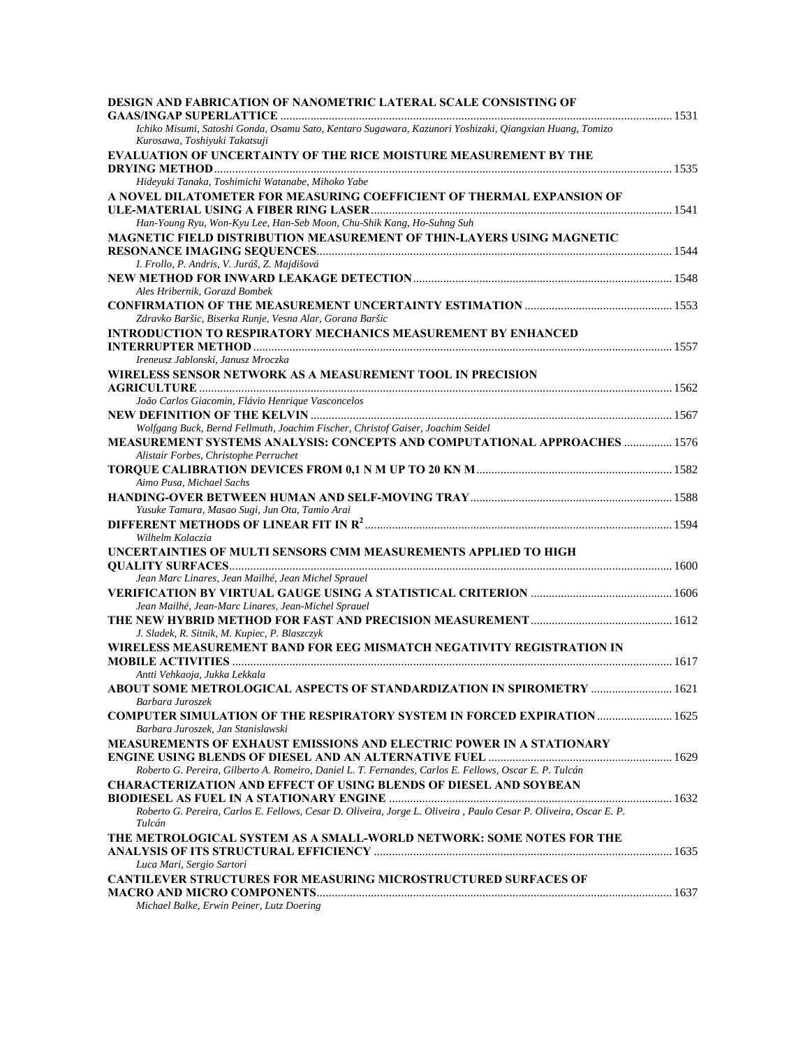**DESIGN AND FABRICATION OF NANOMETRIC LATERAL SCALE CONSISTING OF GAAS/INGAP SUPERLATTICE** ........ 1531
*Ichiko Misumi, Satoshi Gonda, Osamu Sato, Kentaro Sugawara, Kazunori Yoshizaki, Qiangxian Huang, Tomizo Kurosawa, Toshiyuki Takatsuji*

**EVALUATION OF UNCERTAINTY OF THE RICE MOISTURE MEASUREMENT BY THE DRYING METHOD** ........ 1535
*Hideyuki Tanaka, Toshimichi Watanabe, Mihoko Yabe*

**A NOVEL DILATOMETER FOR MEASURING COEFFICIENT OF THERMAL EXPANSION OF ULE-MATERIAL USING A FIBER RING LASER** ........ 1541
*Han-Young Ryu, Won-Kyu Lee, Han-Seb Moon, Chu-Shik Kang, Ho-Suhng Suh*

**MAGNETIC FIELD DISTRIBUTION MEASUREMENT OF THIN-LAYERS USING MAGNETIC RESONANCE IMAGING SEQUENCES** ........ 1544
*I. Frollo, P. Andris, V. Juráš, Z. Majdišová*

**NEW METHOD FOR INWARD LEAKAGE DETECTION** ........ 1548
*Ales Hribernik, Gorazd Bombek*

**CONFIRMATION OF THE MEASUREMENT UNCERTAINTY ESTIMATION** ........ 1553
*Zdravko Baršic, Biserka Runje, Vesna Alar, Gorana Baršic*

**INTRODUCTION TO RESPIRATORY MECHANICS MEASUREMENT BY ENHANCED INTERRUPTER METHOD** ........ 1557
*Ireneusz Jablonski, Janusz Mroczka*

**WIRELESS SENSOR NETWORK AS A MEASUREMENT TOOL IN PRECISION AGRICULTURE** ........ 1562
*João Carlos Giacomin, Flávio Henrique Vasconcelos*

**NEW DEFINITION OF THE KELVIN** ........ 1567
*Wolfgang Buck, Bernd Fellmuth, Joachim Fischer, Christof Gaiser, Joachim Seidel*

**MEASUREMENT SYSTEMS ANALYSIS: CONCEPTS AND COMPUTATIONAL APPROACHES** ........ 1576
*Alistair Forbes, Christophe Perruchet*

**TORQUE CALIBRATION DEVICES FROM 0,1 N M UP TO 20 KN M** ........ 1582
*Aimo Pusa, Michael Sachs*

**HANDING-OVER BETWEEN HUMAN AND SELF-MOVING TRAY** ........ 1588
*Yusuke Tamura, Masao Sugi, Jun Ota, Tamio Arai*

**DIFFERENT METHODS OF LINEAR FIT IN $R^2$** ........ 1594
*Wilhelm Kolaczia*

**UNCERTAINTIES OF MULTI SENSORS CMM MEASUREMENTS APPLIED TO HIGH QUALITY SURFACES** ........ 1600
*Jean Marc Linares, Jean Mailhé, Jean Michel Sprauel*

**VERIFICATION BY VIRTUAL GAUGE USING A STATISTICAL CRITERION** ........ 1606
*Jean Mailhé, Jean-Marc Linares, Jean-Michel Sprauel*

**THE NEW HYBRID METHOD FOR FAST AND PRECISION MEASUREMENT** ........ 1612
*J. Sladek, R. Sitnik, M. Kupiec, P. Blaszczyk*

**WIRELESS MEASUREMENT BAND FOR EEG MISMATCH NEGATIVITY REGISTRATION IN MOBILE ACTIVITIES** ........ 1617
*Antti Vehkaoja, Jukka Lekkala*

**ABOUT SOME METROLOGICAL ASPECTS OF STANDARDIZATION IN SPIROMETRY** ........ 1621
*Barbara Juroszek*

**COMPUTER SIMULATION OF THE RESPIRATORY SYSTEM IN FORCED EXPIRATION** ........ 1625
*Barbara Juroszek, Jan Stanislawski*

**MEASUREMENTS OF EXHAUST EMISSIONS AND ELECTRIC POWER IN A STATIONARY ENGINE USING BLENDS OF DIESEL AND AN ALTERNATIVE FUEL** ........ 1629
*Roberto G. Pereira, Gilberto A. Romeiro, Daniel L. T. Fernandes, Carlos E. Fellows, Oscar E. P. Tulcán*

**CHARACTERIZATION AND EFFECT OF USING BLENDS OF DIESEL AND SOYBEAN BIODIESEL AS FUEL IN A STATIONARY ENGINE** ........ 1632
*Roberto G. Pereira, Carlos E. Fellows, Cesar D. Oliveira, Jorge L. Oliveira , Paulo Cesar P. Oliveira, Oscar E. P. Tulcán*

**THE METROLOGICAL SYSTEM AS A SMALL-WORLD NETWORK: SOME NOTES FOR THE ANALYSIS OF ITS STRUCTURAL EFFICIENCY** ........ 1635
*Luca Mari, Sergio Sartori*

**CANTILEVER STRUCTURES FOR MEASURING MICROSTRUCTURED SURFACES OF MACRO AND MICRO COMPONENTS** ........ 1637
*Michael Balke, Erwin Peiner, Lutz Doering*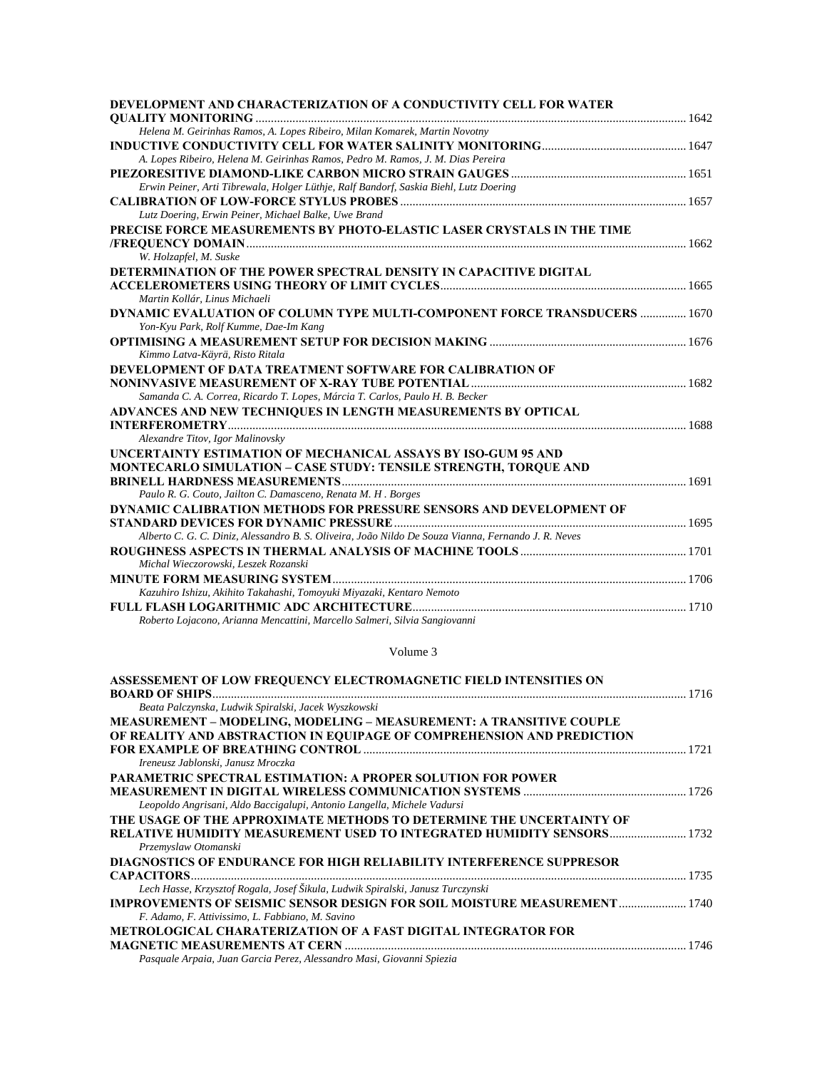**DEVELOPMENT AND CHARACTERIZATION OF A CONDUCTIVITY CELL FOR WATER QUALITY MONITORING** ........ 1642
*Helena M. Geirinhas Ramos, A. Lopes Ribeiro, Milan Komarek, Martin Novotny*

**INDUCTIVE CONDUCTIVITY CELL FOR WATER SALINITY MONITORING** ........ 1647
*A. Lopes Ribeiro, Helena M. Geirinhas Ramos, Pedro M. Ramos, J. M. Dias Pereira*

**PIEZORESITIVE DIAMOND-LIKE CARBON MICRO STRAIN GAUGES** ........ 1651
*Erwin Peiner, Arti Tibrewala, Holger Lüthje, Ralf Bandorf, Saskia Biehl, Lutz Doering*

**CALIBRATION OF LOW-FORCE STYLUS PROBES** ........ 1657
*Lutz Doering, Erwin Peiner, Michael Balke, Uwe Brand*

**PRECISE FORCE MEASUREMENTS BY PHOTO-ELASTIC LASER CRYSTALS IN THE TIME /FREQUENCY DOMAIN** ........ 1662
*W. Holzapfel, M. Suske*

**DETERMINATION OF THE POWER SPECTRAL DENSITY IN CAPACITIVE DIGITAL ACCELEROMETERS USING THEORY OF LIMIT CYCLES** ........ 1665
*Martin Kollár, Linus Michaeli*

**DYNAMIC EVALUATION OF COLUMN TYPE MULTI-COMPONENT FORCE TRANSDUCERS** ........ 1670
*Yon-Kyu Park, Rolf Kumme, Dae-Im Kang*

**OPTIMISING A MEASUREMENT SETUP FOR DECISION MAKING** ........ 1676
*Kimmo Latva-Käyrä, Risto Ritala*

**DEVELOPMENT OF DATA TREATMENT SOFTWARE FOR CALIBRATION OF NONINVASIVE MEASUREMENT OF X-RAY TUBE POTENTIAL** ........ 1682
*Samanda C. A. Correa, Ricardo T. Lopes, Márcia T. Carlos, Paulo H. B. Becker*

**ADVANCES AND NEW TECHNIQUES IN LENGTH MEASUREMENTS BY OPTICAL INTERFEROMETRY** ........ 1688
*Alexandre Titov, Igor Malinovsky*

**UNCERTAINTY ESTIMATION OF MECHANICAL ASSAYS BY ISO-GUM 95 AND MONTECARLO SIMULATION – CASE STUDY: TENSILE STRENGTH, TORQUE AND BRINELL HARDNESS MEASUREMENTS** ........ 1691
*Paulo R. G. Couto, Jailton C. Damasceno, Renata M. H . Borges*

**DYNAMIC CALIBRATION METHODS FOR PRESSURE SENSORS AND DEVELOPMENT OF STANDARD DEVICES FOR DYNAMIC PRESSURE** ........ 1695
*Alberto C. G. C. Diniz, Alessandro B. S. Oliveira, João Nildo De Souza Vianna, Fernando J. R. Neves*

**ROUGHNESS ASPECTS IN THERMAL ANALYSIS OF MACHINE TOOLS** ........ 1701
*Michal Wieczorowski, Leszek Rozanski*

**MINUTE FORM MEASURING SYSTEM** ........ 1706
*Kazuhiro Ishizu, Akihito Takahashi, Tomoyuki Miyazaki, Kentaro Nemoto*

**FULL FLASH LOGARITHMIC ADC ARCHITECTURE** ........ 1710
*Roberto Lojacono, Arianna Mencattini, Marcello Salmeri, Silvia Sangiovanni*

## Volume 3

**ASSESSEMENT OF LOW FREQUENCY ELECTROMAGNETIC FIELD INTENSITIES ON BOARD OF SHIPS** ........ 1716
*Beata Palczynska, Ludwik Spiralski, Jacek Wyszkowski*

**MEASUREMENT – MODELING, MODELING – MEASUREMENT: A TRANSITIVE COUPLE OF REALITY AND ABSTRACTION IN EQUIPAGE OF COMPREHENSION AND PREDICTION FOR EXAMPLE OF BREATHING CONTROL** ........ 1721
*Ireneusz Jablonski, Janusz Mroczka*

**PARAMETRIC SPECTRAL ESTIMATION: A PROPER SOLUTION FOR POWER MEASUREMENT IN DIGITAL WIRELESS COMMUNICATION SYSTEMS** ........ 1726
*Leopoldo Angrisani, Aldo Baccigalupi, Antonio Langella, Michele Vadursi*

**THE USAGE OF THE APPROXIMATE METHODS TO DETERMINE THE UNCERTAINTY OF RELATIVE HUMIDITY MEASUREMENT USED TO INTEGRATED HUMIDITY SENSORS** ........ 1732
*Przemyslaw Otomanski*

**DIAGNOSTICS OF ENDURANCE FOR HIGH RELIABILITY INTERFERENCE SUPPRESOR CAPACITORS** ........ 1735
*Lech Hasse, Krzysztof Rogala, Josef Šikula, Ludwik Spiralski, Janusz Turczynski*

**IMPROVEMENTS OF SEISMIC SENSOR DESIGN FOR SOIL MOISTURE MEASUREMENT** ........ 1740
*F. Adamo, F. Attivissimo, L. Fabbiano, M. Savino*

**METROLOGICAL CHARATERIZATION OF A FAST DIGITAL INTEGRATOR FOR MAGNETIC MEASUREMENTS AT CERN** ........ 1746
*Pasquale Arpaia, Juan Garcia Perez, Alessandro Masi, Giovanni Spiezia*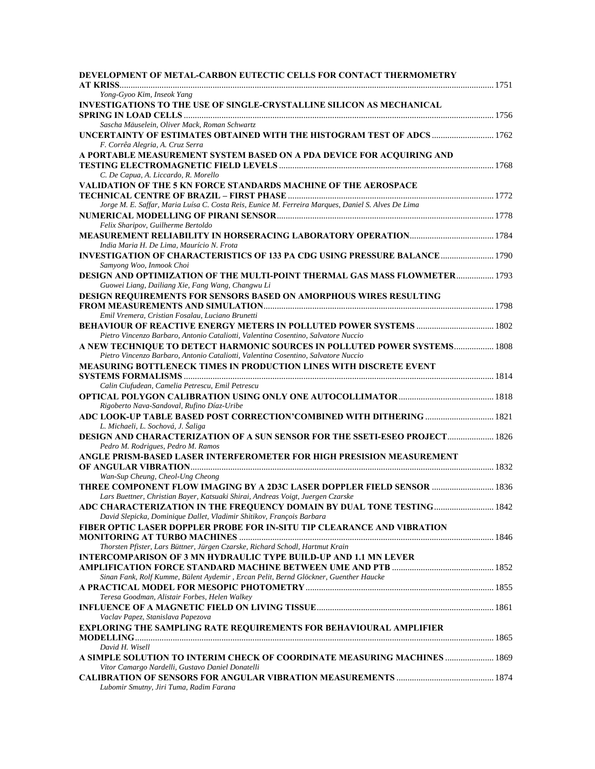**DEVELOPMENT OF METAL-CARBON EUTECTIC CELLS FOR CONTACT THERMOMETRY AT KRISS** ........ 1751
*Yong-Gyoo Kim, Inseok Yang*

**INVESTIGATIONS TO THE USE OF SINGLE-CRYSTALLINE SILICON AS MECHANICAL SPRING IN LOAD CELLS** ........ 1756
*Sascha Mäuselein, Oliver Mack, Roman Schwartz*

**UNCERTAINTY OF ESTIMATES OBTAINED WITH THE HISTOGRAM TEST OF ADCS** ........ 1762
*F. Corrêa Alegria, A. Cruz Serra*

**A PORTABLE MEASUREMENT SYSTEM BASED ON A PDA DEVICE FOR ACQUIRING AND TESTING ELECTROMAGNETIC FIELD LEVELS** ........ 1768
*C. De Capua, A. Liccardo, R. Morello*

**VALIDATION OF THE 5 KN FORCE STANDARDS MACHINE OF THE AEROSPACE TECHNICAL CENTRE OF BRAZIL – FIRST PHASE** ........ 1772
*Jorge M. E. Saffar, Maria Luísa C. Costa Reis, Eunice M. Ferreira Marques, Daniel S. Alves De Lima*

**NUMERICAL MODELLING OF PIRANI SENSOR** ........ 1778
*Felix Sharipov, Guilherme Bertoldo*

**MEASUREMENT RELIABILITY IN HORSERACING LABORATORY OPERATION** ........ 1784
*India Maria H. De Lima, Maurício N. Frota*

**INVESTIGATION OF CHARACTERISTICS OF 133 PA CDG USING PRESSURE BALANCE** ........ 1790
*Samyong Woo, Inmook Choi*

**DESIGN AND OPTIMIZATION OF THE MULTI-POINT THERMAL GAS MASS FLOWMETER** ........ 1793
*Guowei Liang, Dailiang Xie, Fang Wang, Changwu Li*

**DESIGN REQUIREMENTS FOR SENSORS BASED ON AMORPHOUS WIRES RESULTING FROM MEASUREMENTS AND SIMULATION** ........ 1798
*Emil Vremera, Cristian Fosalau, Luciano Brunetti*

**BEHAVIOUR OF REACTIVE ENERGY METERS IN POLLUTED POWER SYSTEMS** ........ 1802
*Pietro Vincenzo Barbaro, Antonio Cataliotti, Valentina Cosentino, Salvatore Nuccio*

**A NEW TECHNIQUE TO DETECT HARMONIC SOURCES IN POLLUTED POWER SYSTEMS** ........ 1808
*Pietro Vincenzo Barbaro, Antonio Cataliotti, Valentina Cosentino, Salvatore Nuccio*

**MEASURING BOTTLENECK TIMES IN PRODUCTION LINES WITH DISCRETE EVENT SYSTEMS FORMALISMS** ........ 1814
*Calin Ciufudean, Camelia Petrescu, Emil Petrescu*

**OPTICAL POLYGON CALIBRATION USING ONLY ONE AUTOCOLLIMATOR** ........ 1818
*Rigoberto Nava-Sandoval, Rufino Díaz-Uribe*

**ADC LOOK-UP TABLE BASED POST CORRECTION'COMBINED WITH DITHERING** ........ 1821
*L. Michaeli, L. Sochová, J. Šaliga*

**DESIGN AND CHARACTERIZATION OF A SUN SENSOR FOR THE SSETI-ESEO PROJECT** ........ 1826
*Pedro M. Rodrigues, Pedro M. Ramos*

**ANGLE PRISM-BASED LASER INTERFEROMETER FOR HIGH PRESISION MEASUREMENT OF ANGULAR VIBRATION** ........ 1832
*Wan-Sup Cheung, Cheol-Ung Cheong*

**THREE COMPONENT FLOW IMAGING BY A 2D3C LASER DOPPLER FIELD SENSOR** ........ 1836
*Lars Buettner, Christian Bayer, Katsuaki Shirai, Andreas Voigt, Juergen Czarske*

**ADC CHARACTERIZATION IN THE FREQUENCY DOMAIN BY DUAL TONE TESTING** ........ 1842
*David Slepicka, Dominique Dallet, Vladimir Shitikov, François Barbara*

**FIBER OPTIC LASER DOPPLER PROBE FOR IN-SITU TIP CLEARANCE AND VIBRATION MONITORING AT TURBO MACHINES** ........ 1846
*Thorsten Pfister, Lars Büttner, Jürgen Czarske, Richard Schodl, Hartmut Krain*

**INTERCOMPARISON OF 3 MN HYDRAULIC TYPE BUILD-UP AND 1.1 MN LEVER AMPLIFICATION FORCE STANDARD MACHINE BETWEEN UME AND PTB** ........ 1852
*Sinan Fank, Rolf Kumme, Bülent Aydemir , Ercan Pelit, Bernd Glöckner, Guenther Haucke*

**A PRACTICAL MODEL FOR MESOPIC PHOTOMETRY** ........ 1855
*Teresa Goodman, Alistair Forbes, Helen Walkey*

**INFLUENCE OF A MAGNETIC FIELD ON LIVING TISSUE** ........ 1861
*Vaclav Papez, Stanislava Papezova*

**EXPLORING THE SAMPLING RATE REQUIREMENTS FOR BEHAVIOURAL AMPLIFIER MODELLING** ........ 1865
*David H. Wisell*

**A SIMPLE SOLUTION TO INTERIM CHECK OF COORDINATE MEASURING MACHINES** ........ 1869
*Vitor Camargo Nardelli, Gustavo Daniel Donatelli*

**CALIBRATION OF SENSORS FOR ANGULAR VIBRATION MEASUREMENTS** ........ 1874
*Lubomir Smutny, Jiri Tuma, Radim Farana*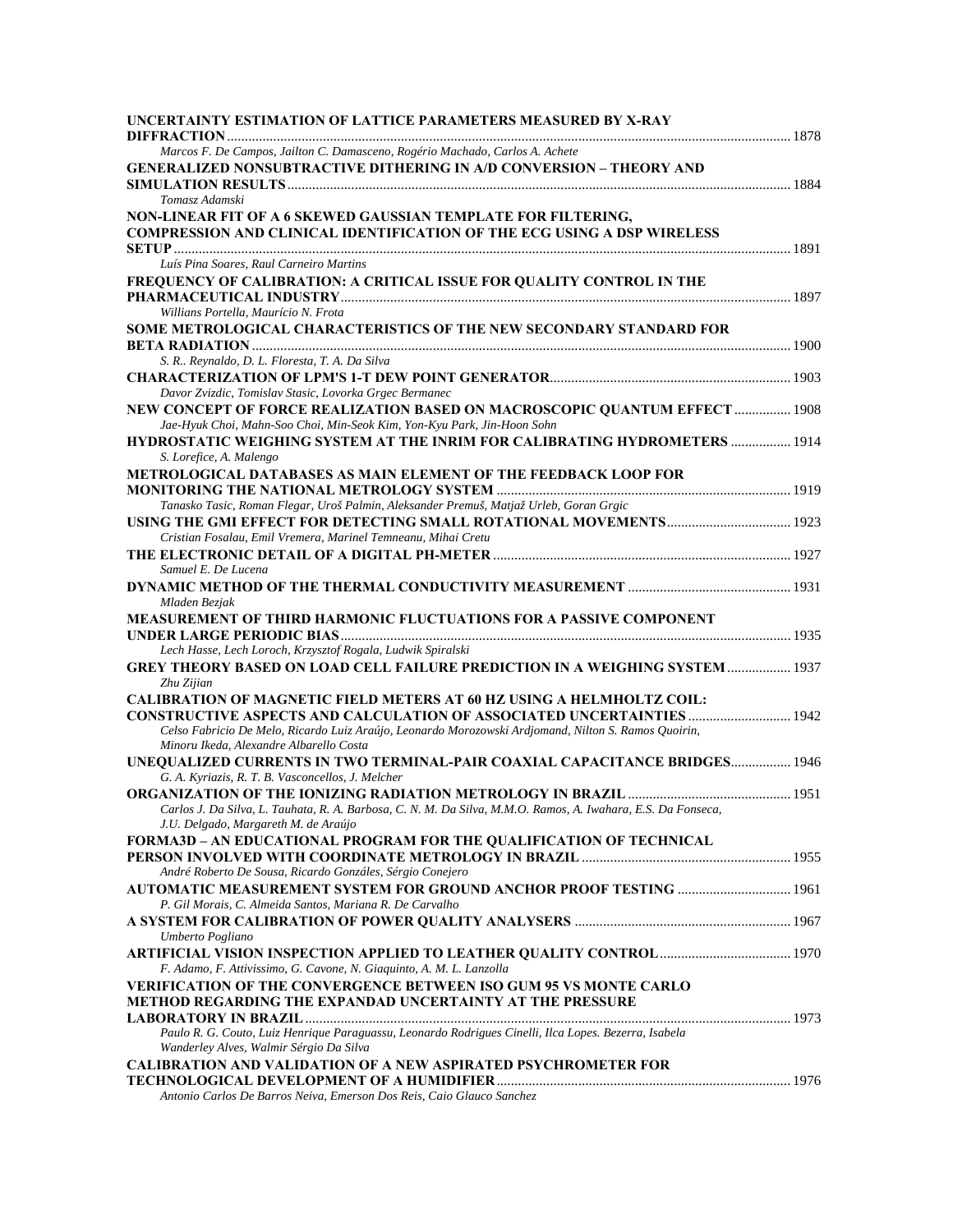**UNCERTAINTY ESTIMATION OF LATTICE PARAMETERS MEASURED BY X-RAY DIFFRACTION** ............ 1878
*Marcos F. De Campos, Jailton C. Damasceno, Rogério Machado, Carlos A. Achete*

**GENERALIZED NONSUBTRACTIVE DITHERING IN A/D CONVERSION – THEORY AND SIMULATION RESULTS** ............ 1884
*Tomasz Adamski*

**NON-LINEAR FIT OF A 6 SKEWED GAUSSIAN TEMPLATE FOR FILTERING, COMPRESSION AND CLINICAL IDENTIFICATION OF THE ECG USING A DSP WIRELESS SETUP** ............ 1891
*Luís Pina Soares, Raul Carneiro Martins*

**FREQUENCY OF CALIBRATION: A CRITICAL ISSUE FOR QUALITY CONTROL IN THE PHARMACEUTICAL INDUSTRY** ............ 1897
*Willians Portella, Maurício N. Frota*

**SOME METROLOGICAL CHARACTERISTICS OF THE NEW SECONDARY STANDARD FOR BETA RADIATION** ............ 1900
*S. R.. Reynaldo, D. L. Floresta, T. A. Da Silva*

**CHARACTERIZATION OF LPM'S 1-T DEW POINT GENERATOR** ............ 1903
*Davor Zvizdic, Tomislav Stasic, Lovorka Grgec Bermanec*

**NEW CONCEPT OF FORCE REALIZATION BASED ON MACROSCOPIC QUANTUM EFFECT** ............ 1908
*Jae-Hyuk Choi, Mahn-Soo Choi, Min-Seok Kim, Yon-Kyu Park, Jin-Hoon Sohn*

**HYDROSTATIC WEIGHING SYSTEM AT THE INRIM FOR CALIBRATING HYDROMETERS** ............ 1914
*S. Lorefice, A. Malengo*

**METROLOGICAL DATABASES AS MAIN ELEMENT OF THE FEEDBACK LOOP FOR MONITORING THE NATIONAL METROLOGY SYSTEM** ............ 1919
*Tanasko Tasic, Roman Flegar, Uroš Palmin, Aleksander Premuš, Matjaž Urleb, Goran Grgic*

**USING THE GMI EFFECT FOR DETECTING SMALL ROTATIONAL MOVEMENTS** ............ 1923
*Cristian Fosalau, Emil Vremera, Marinel Temneanu, Mihai Cretu*

**THE ELECTRONIC DETAIL OF A DIGITAL PH-METER** ............ 1927
*Samuel E. De Lucena*

**DYNAMIC METHOD OF THE THERMAL CONDUCTIVITY MEASUREMENT** ............ 1931
*Mladen Bezjak*

**MEASUREMENT OF THIRD HARMONIC FLUCTUATIONS FOR A PASSIVE COMPONENT UNDER LARGE PERIODIC BIAS** ............ 1935
*Lech Hasse, Lech Loroch, Krzysztof Rogala, Ludwik Spiralski*

**GREY THEORY BASED ON LOAD CELL FAILURE PREDICTION IN A WEIGHING SYSTEM** ............ 1937
*Zhu Zijian*

**CALIBRATION OF MAGNETIC FIELD METERS AT 60 HZ USING A HELMHOLTZ COIL: CONSTRUCTIVE ASPECTS AND CALCULATION OF ASSOCIATED UNCERTAINTIES** ............ 1942
*Celso Fabricio De Melo, Ricardo Luiz Araújo, Leonardo Morozowski Ardjomand, Nilton S. Ramos Quoirin, Minoru Ikeda, Alexandre Albarello Costa*

**UNEQUALIZED CURRENTS IN TWO TERMINAL-PAIR COAXIAL CAPACITANCE BRIDGES** ............ 1946
*G. A. Kyriazis, R. T. B. Vasconcellos, J. Melcher*

**ORGANIZATION OF THE IONIZING RADIATION METROLOGY IN BRAZIL** ............ 1951
*Carlos J. Da Silva, L. Tauhata, R. A. Barbosa, C. N. M. Da Silva, M.M.O. Ramos, A. Iwahara, E.S. Da Fonseca, J.U. Delgado, Margareth M. de Araújo*

**FORMA3D – AN EDUCATIONAL PROGRAM FOR THE QUALIFICATION OF TECHNICAL PERSON INVOLVED WITH COORDINATE METROLOGY IN BRAZIL** ............ 1955
*André Roberto De Sousa, Ricardo Gonzáles, Sérgio Conejero*

**AUTOMATIC MEASUREMENT SYSTEM FOR GROUND ANCHOR PROOF TESTING** ............ 1961
*P. Gil Morais, C. Almeida Santos, Mariana R. De Carvalho*

**A SYSTEM FOR CALIBRATION OF POWER QUALITY ANALYSERS** ............ 1967
*Umberto Pogliano*

**ARTIFICIAL VISION INSPECTION APPLIED TO LEATHER QUALITY CONTROL** ............ 1970
*F. Adamo, F. Attivissimo, G. Cavone, N. Giaquinto, A. M. L. Lanzolla*

**VERIFICATION OF THE CONVERGENCE BETWEEN ISO GUM 95 VS MONTE CARLO METHOD REGARDING THE EXPANDAD UNCERTAINTY AT THE PRESSURE LABORATORY IN BRAZIL** ............ 1973
*Paulo R. G. Couto, Luiz Henrique Paraguassu, Leonardo Rodrigues Cinelli, Ilca Lopes. Bezerra, Isabela Wanderley Alves, Walmir Sérgio Da Silva*

**CALIBRATION AND VALIDATION OF A NEW ASPIRATED PSYCHROMETER FOR TECHNOLOGICAL DEVELOPMENT OF A HUMIDIFIER** ............ 1976
*Antonio Carlos De Barros Neiva, Emerson Dos Reis, Caio Glauco Sanchez*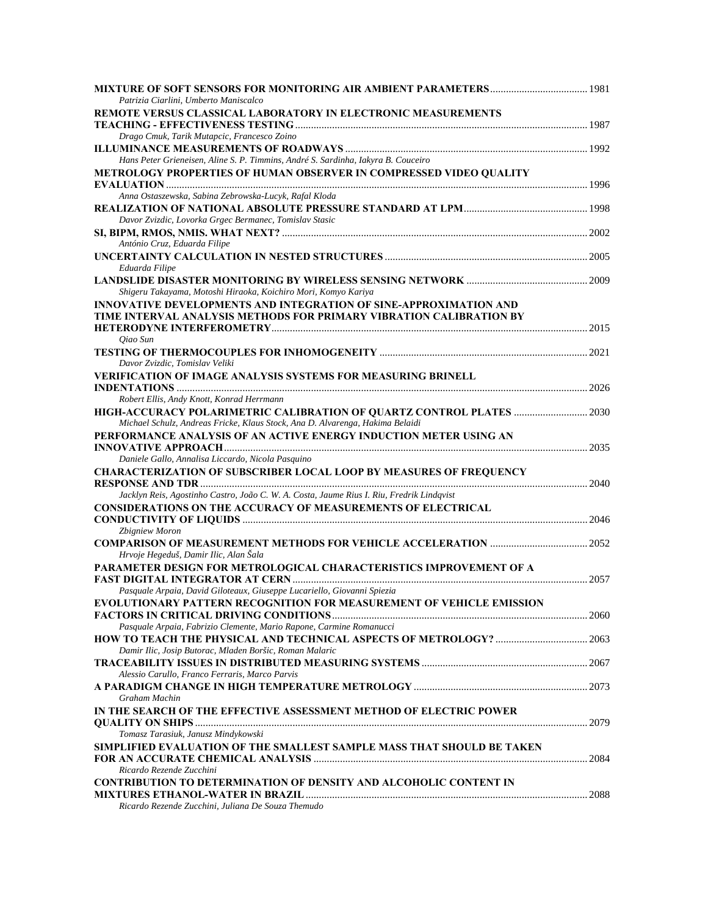**MIXTURE OF SOFT SENSORS FOR MONITORING AIR AMBIENT PARAMETERS** ..................................... 1981
*Patrizia Ciarlini, Umberto Maniscalco*

**REMOTE VERSUS CLASSICAL LABORATORY IN ELECTRONIC MEASUREMENTS TEACHING - EFFECTIVENESS TESTING** ..................................... 1987
*Drago Cmuk, Tarik Mutapcic, Francesco Zoino*

**ILLUMINANCE MEASUREMENTS OF ROADWAYS** ..................................... 1992
*Hans Peter Grieneisen, Aline S. P. Timmins, André S. Sardinha, Iakyra B. Couceiro*

**METROLOGY PROPERTIES OF HUMAN OBSERVER IN COMPRESSED VIDEO QUALITY EVALUATION** ..................................... 1996
*Anna Ostaszewska, Sabina Zebrowska-Lucyk, Rafal Kloda*

**REALIZATION OF NATIONAL ABSOLUTE PRESSURE STANDARD AT LPM** ..................................... 1998
*Davor Zvizdic, Lovorka Grgec Bermanec, Tomislav Stasic*

**SI, BIPM, RMOS, NMIS. WHAT NEXT?** ..................................... 2002
*António Cruz, Eduarda Filipe*

**UNCERTAINTY CALCULATION IN NESTED STRUCTURES** ..................................... 2005
*Eduarda Filipe*

**LANDSLIDE DISASTER MONITORING BY WIRELESS SENSING NETWORK** ..................................... 2009
*Shigeru Takayama, Motoshi Hiraoka, Koichiro Mori, Komyo Kariya*

**INNOVATIVE DEVELOPMENTS AND INTEGRATION OF SINE-APPROXIMATION AND TIME INTERVAL ANALYSIS METHODS FOR PRIMARY VIBRATION CALIBRATION BY HETERODYNE INTERFEROMETRY** ..................................... 2015
*Qiao Sun*

**TESTING OF THERMOCOUPLES FOR INHOMOGENEITY** ..................................... 2021
*Davor Zvizdic, Tomislav Veliki*

**VERIFICATION OF IMAGE ANALYSIS SYSTEMS FOR MEASURING BRINELL INDENTATIONS** ..................................... 2026
*Robert Ellis, Andy Knott, Konrad Herrmann*

**HIGH-ACCURACY POLARIMETRIC CALIBRATION OF QUARTZ CONTROL PLATES** ..................................... 2030
*Michael Schulz, Andreas Fricke, Klaus Stock, Ana D. Alvarenga, Hakima Belaidi*

**PERFORMANCE ANALYSIS OF AN ACTIVE ENERGY INDUCTION METER USING AN INNOVATIVE APPROACH** ..................................... 2035
*Daniele Gallo, Annalisa Liccardo, Nicola Pasquino*

**CHARACTERIZATION OF SUBSCRIBER LOCAL LOOP BY MEASURES OF FREQUENCY RESPONSE AND TDR** ..................................... 2040
*Jacklyn Reis, Agostinho Castro, João C. W. A. Costa, Jaume Rius I. Riu, Fredrik Lindqvist*

**CONSIDERATIONS ON THE ACCURACY OF MEASUREMENTS OF ELECTRICAL CONDUCTIVITY OF LIQUIDS** ..................................... 2046
*Zbigniew Moron*

**COMPARISON OF MEASUREMENT METHODS FOR VEHICLE ACCELERATION** ..................................... 2052
*Hrvoje Hegeduš, Damir Ilic, Alan Šala*

**PARAMETER DESIGN FOR METROLOGICAL CHARACTERISTICS IMPROVEMENT OF A FAST DIGITAL INTEGRATOR AT CERN** ..................................... 2057
*Pasquale Arpaia, David Giloteaux, Giuseppe Lucariello, Giovanni Spiezia*

**EVOLUTIONARY PATTERN RECOGNITION FOR MEASUREMENT OF VEHICLE EMISSION FACTORS IN CRITICAL DRIVING CONDITIONS** ..................................... 2060
*Pasquale Arpaia, Fabrizio Clemente, Mario Rapone, Carmine Romanucci*

**HOW TO TEACH THE PHYSICAL AND TECHNICAL ASPECTS OF METROLOGY?** ..................................... 2063
*Damir Ilic, Josip Butorac, Mladen Boršic, Roman Malaric*

**TRACEABILITY ISSUES IN DISTRIBUTED MEASURING SYSTEMS** ..................................... 2067
*Alessio Carullo, Franco Ferraris, Marco Parvis*

**A PARADIGM CHANGE IN HIGH TEMPERATURE METROLOGY** ..................................... 2073
*Graham Machin*

**IN THE SEARCH OF THE EFFECTIVE ASSESSMENT METHOD OF ELECTRIC POWER QUALITY ON SHIPS** ..................................... 2079
*Tomasz Tarasiuk, Janusz Mindykowski*

**SIMPLIFIED EVALUATION OF THE SMALLEST SAMPLE MASS THAT SHOULD BE TAKEN FOR AN ACCURATE CHEMICAL ANALYSIS** ..................................... 2084
*Ricardo Rezende Zucchini*

**CONTRIBUTION TO DETERMINATION OF DENSITY AND ALCOHOLIC CONTENT IN MIXTURES ETHANOL-WATER IN BRAZIL** ..................................... 2088
*Ricardo Rezende Zucchini, Juliana De Souza Themudo*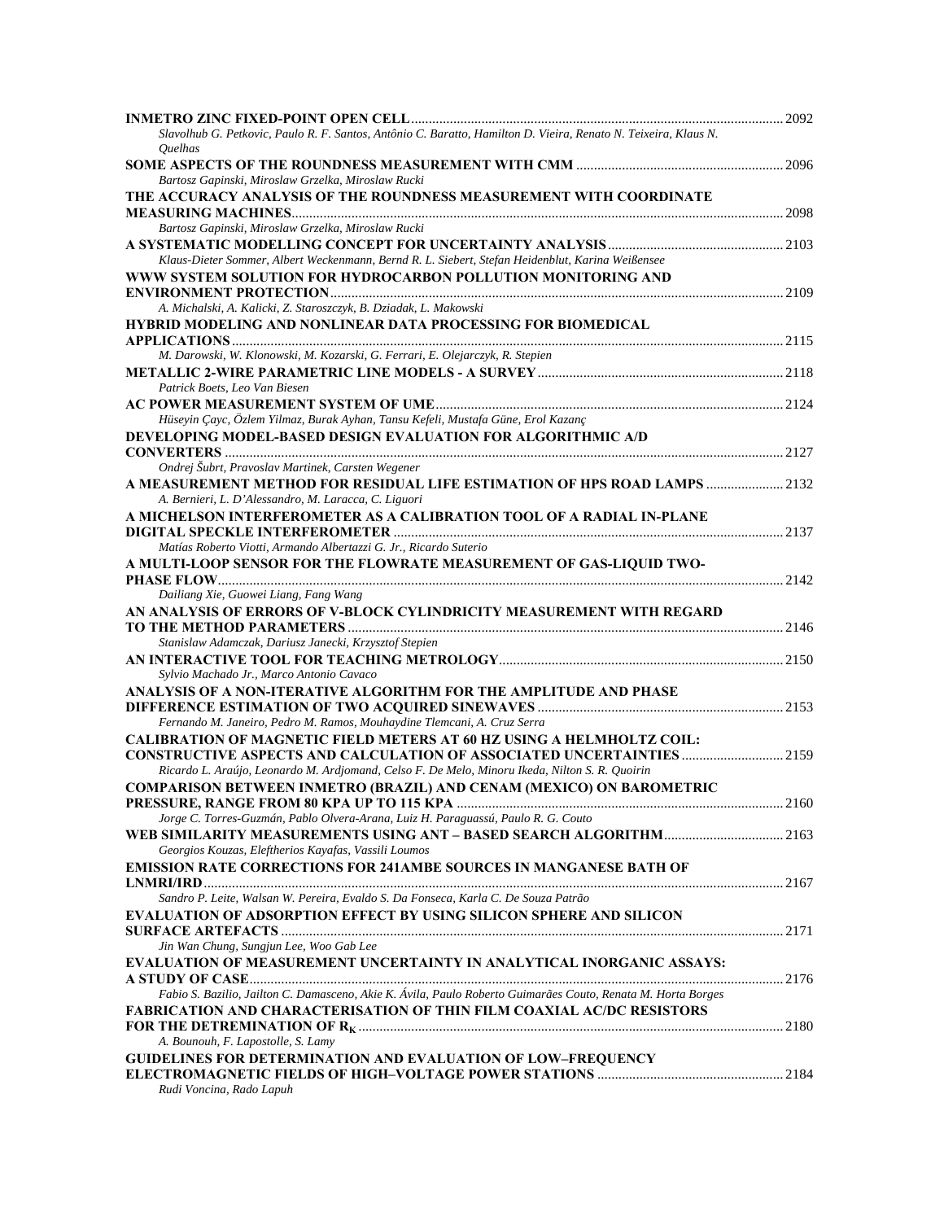**INMETRO ZINC FIXED-POINT OPEN CELL** ........ 2092
*Slavolhub G. Petkovic, Paulo R. F. Santos, Antônio C. Baratto, Hamilton D. Vieira, Renato N. Teixeira, Klaus N. Quelhas*

**SOME ASPECTS OF THE ROUNDNESS MEASUREMENT WITH CMM** ........ 2096
*Bartosz Gapinski, Miroslaw Grzelka, Miroslaw Rucki*

**THE ACCURACY ANALYSIS OF THE ROUNDNESS MEASUREMENT WITH COORDINATE MEASURING MACHINES** ........ 2098
*Bartosz Gapinski, Miroslaw Grzelka, Miroslaw Rucki*

**A SYSTEMATIC MODELLING CONCEPT FOR UNCERTAINTY ANALYSIS** ........ 2103
*Klaus-Dieter Sommer, Albert Weckenmann, Bernd R. L. Siebert, Stefan Heidenblut, Karina Weißensee*

**WWW SYSTEM SOLUTION FOR HYDROCARBON POLLUTION MONITORING AND ENVIRONMENT PROTECTION** ........ 2109
*A. Michalski, A. Kalicki, Z. Staroszczyk, B. Dziadak, L. Makowski*

**HYBRID MODELING AND NONLINEAR DATA PROCESSING FOR BIOMEDICAL APPLICATIONS** ........ 2115
*M. Darowski, W. Klonowski, M. Kozarski, G. Ferrari, E. Olejarczyk, R. Stepien*

**METALLIC 2-WIRE PARAMETRIC LINE MODELS - A SURVEY** ........ 2118
*Patrick Boets, Leo Van Biesen*

**AC POWER MEASUREMENT SYSTEM OF UME** ........ 2124
*Hüseyin Çayc, Özlem Yilmaz, Burak Ayhan, Tansu Kefeli, Mustafa Güne, Erol Kazanç*

**DEVELOPING MODEL-BASED DESIGN EVALUATION FOR ALGORITHMIC A/D CONVERTERS** ........ 2127
*Ondrej Šubrt, Pravoslav Martinek, Carsten Wegener*

**A MEASUREMENT METHOD FOR RESIDUAL LIFE ESTIMATION OF HPS ROAD LAMPS** ........ 2132
*A. Bernieri, L. D'Alessandro, M. Laracca, C. Liguori*

**A MICHELSON INTERFEROMETER AS A CALIBRATION TOOL OF A RADIAL IN-PLANE DIGITAL SPECKLE INTERFEROMETER** ........ 2137
*Matías Roberto Viotti, Armando Albertazzi G. Jr., Ricardo Suterio*

**A MULTI-LOOP SENSOR FOR THE FLOWRATE MEASUREMENT OF GAS-LIQUID TWO-PHASE FLOW** ........ 2142
*Dailiang Xie, Guowei Liang, Fang Wang*

**AN ANALYSIS OF ERRORS OF V-BLOCK CYLINDRICITY MEASUREMENT WITH REGARD TO THE METHOD PARAMETERS** ........ 2146
*Stanislaw Adamczak, Dariusz Janecki, Krzysztof Stepien*

**AN INTERACTIVE TOOL FOR TEACHING METROLOGY** ........ 2150
*Sylvio Machado Jr., Marco Antonio Cavaco*

**ANALYSIS OF A NON-ITERATIVE ALGORITHM FOR THE AMPLITUDE AND PHASE DIFFERENCE ESTIMATION OF TWO ACQUIRED SINEWAVES** ........ 2153
*Fernando M. Janeiro, Pedro M. Ramos, Mouhaydine Tlemcani, A. Cruz Serra*

**CALIBRATION OF MAGNETIC FIELD METERS AT 60 HZ USING A HELMHOLTZ COIL: CONSTRUCTIVE ASPECTS AND CALCULATION OF ASSOCIATED UNCERTAINTIES** ........ 2159
*Ricardo L. Araújo, Leonardo M. Ardjomand, Celso F. De Melo, Minoru Ikeda, Nilton S. R. Quoirin*

**COMPARISON BETWEEN INMETRO (BRAZIL) AND CENAM (MEXICO) ON BAROMETRIC PRESSURE, RANGE FROM 80 KPA UP TO 115 KPA** ........ 2160
*Jorge C. Torres-Guzmán, Pablo Olvera-Arana, Luiz H. Paraguassú, Paulo R. G. Couto*

**WEB SIMILARITY MEASUREMENTS USING ANT – BASED SEARCH ALGORITHM** ........ 2163
*Georgios Kouzas, Eleftherios Kayafas, Vassili Loumos*

**EMISSION RATE CORRECTIONS FOR 241AMBE SOURCES IN MANGANESE BATH OF LNMRI/IRD** ........ 2167
*Sandro P. Leite, Walsan W. Pereira, Evaldo S. Da Fonseca, Karla C. De Souza Patrão*

**EVALUATION OF ADSORPTION EFFECT BY USING SILICON SPHERE AND SILICON SURFACE ARTEFACTS** ........ 2171
*Jin Wan Chung, Sungjun Lee, Woo Gab Lee*

**EVALUATION OF MEASUREMENT UNCERTAINTY IN ANALYTICAL INORGANIC ASSAYS: A STUDY OF CASE** ........ 2176
*Fabio S. Bazilio, Jailton C. Damasceno, Akie K. Ávila, Paulo Roberto Guimarães Couto, Renata M. Horta Borges*

**FABRICATION AND CHARACTERISATION OF THIN FILM COAXIAL AC/DC RESISTORS FOR THE DETREMINATION OF $R_K$** ........ 2180
*A. Bounouh, F. Lapostolle, S. Lamy*

**GUIDELINES FOR DETERMINATION AND EVALUATION OF LOW–FREQUENCY ELECTROMAGNETIC FIELDS OF HIGH–VOLTAGE POWER STATIONS** ........ 2184
*Rudi Voncina, Rado Lapuh*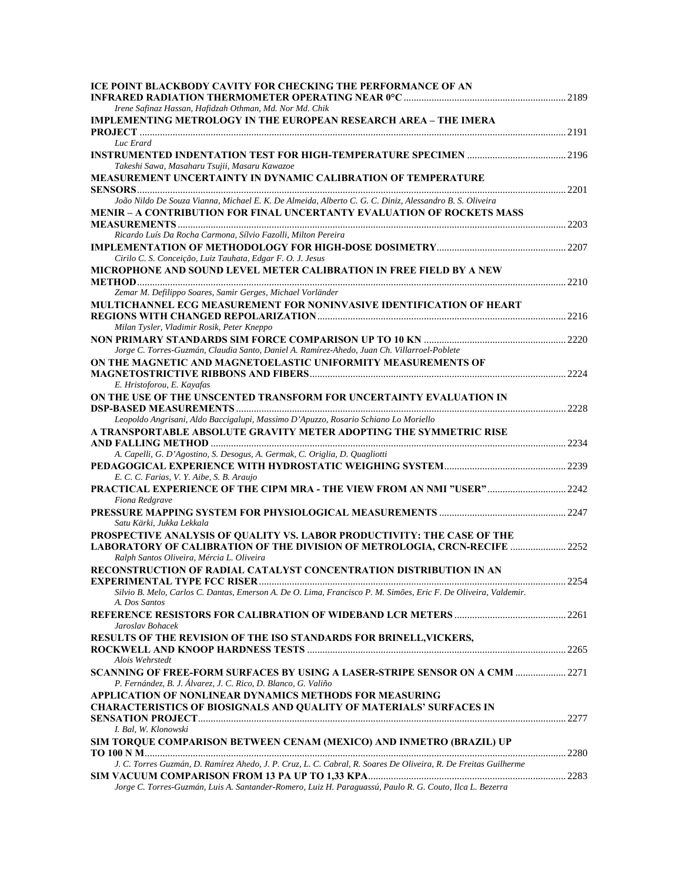**ICE POINT BLACKBODY CAVITY FOR CHECKING THE PERFORMANCE OF AN INFRARED RADIATION THERMOMETER OPERATING NEAR 0°C** ............ 2189
*Irene Safinaz Hassan, Hafidzah Othman, Md. Nor Md. Chik*

**IMPLEMENTING METROLOGY IN THE EUROPEAN RESEARCH AREA – THE IMERA PROJECT** ............ 2191
*Luc Erard*

**INSTRUMENTED INDENTATION TEST FOR HIGH-TEMPERATURE SPECIMEN** ............ 2196
*Takeshi Sawa, Masaharu Tsujii, Masaru Kawazoe*

**MEASUREMENT UNCERTAINTY IN DYNAMIC CALIBRATION OF TEMPERATURE SENSORS** ............ 2201
*João Nildo De Souza Vianna, Michael E. K. De Almeida, Alberto C. G. C. Diniz, Alessandro B. S. Oliveira*

**MENIR – A CONTRIBUTION FOR FINAL UNCERTANTY EVALUATION OF ROCKETS MASS MEASUREMENTS** ............ 2203
*Ricardo Luís Da Rocha Carmona, Sílvio Fazolli, Milton Pereira*

**IMPLEMENTATION OF METHODOLOGY FOR HIGH-DOSE DOSIMETRY** ............ 2207
*Cirilo C. S. Conceição, Luiz Tauhata, Edgar F. O. J. Jesus*

**MICROPHONE AND SOUND LEVEL METER CALIBRATION IN FREE FIELD BY A NEW METHOD** ............ 2210
*Zemar M. Defilippo Soares, Samir Gerges, Michael Vorländer*

**MULTICHANNEL ECG MEASUREMENT FOR NONINVASIVE IDENTIFICATION OF HEART REGIONS WITH CHANGED REPOLARIZATION** ............ 2216
*Milan Tysler, Vladimir Rosik, Peter Kneppo*

**NON PRIMARY STANDARDS SIM FORCE COMPARISON UP TO 10 KN** ............ 2220
*Jorge C. Torres-Guzmán, Claudia Santo, Daniel A. Ramírez-Ahedo, Juan Ch. Villarroel-Poblete*

**ON THE MAGNETIC AND MAGNETOELASTIC UNIFORMITY MEASUREMENTS OF MAGNETOSTRICTIVE RIBBONS AND FIBERS** ............ 2224
*E. Hristoforou, E. Kayafas*

**ON THE USE OF THE UNSCENTED TRANSFORM FOR UNCERTAINTY EVALUATION IN DSP-BASED MEASUREMENTS** ............ 2228
*Leopoldo Angrisani, Aldo Baccigalupi, Massimo D'Apuzzo, Rosario Schiano Lo Moriello*

**A TRANSPORTABLE ABSOLUTE GRAVITY METER ADOPTING THE SYMMETRIC RISE AND FALLING METHOD** ............ 2234
*A. Capelli, G. D'Agostino, S. Desogus, A. Germak, C. Origlia, D. Quagliotti*

**PEDAGOGICAL EXPERIENCE WITH HYDROSTATIC WEIGHING SYSTEM** ............ 2239
*E. C. C. Farias, V. Y. Aibe, S. B. Araujo*

**PRACTICAL EXPERIENCE OF THE CIPM MRA - THE VIEW FROM AN NMI "USER"** ............ 2242
*Fiona Redgrave*

**PRESSURE MAPPING SYSTEM FOR PHYSIOLOGICAL MEASUREMENTS** ............ 2247
*Satu Kärki, Jukka Lekkala*

**PROSPECTIVE ANALYSIS OF QUALITY VS. LABOR PRODUCTIVITY: THE CASE OF THE LABORATORY OF CALIBRATION OF THE DIVISION OF METROLOGIA, CRCN-RECIFE** ............ 2252
*Ralph Santos Oliveira, Mércia L. Oliveira*

**RECONSTRUCTION OF RADIAL CATALYST CONCENTRATION DISTRIBUTION IN AN EXPERIMENTAL TYPE FCC RISER** ............ 2254
*Silvio B. Melo, Carlos C. Dantas, Emerson A. De O. Lima, Francisco P. M. Simões, Eric F. De Oliveira, Valdemir. A. Dos Santos*

**REFERENCE RESISTORS FOR CALIBRATION OF WIDEBAND LCR METERS** ............ 2261
*Jaroslav Bohacek*

**RESULTS OF THE REVISION OF THE ISO STANDARDS FOR BRINELL,VICKERS, ROCKWELL AND KNOOP HARDNESS TESTS** ............ 2265
*Alois Wehrstedt*

**SCANNING OF FREE-FORM SURFACES BY USING A LASER-STRIPE SENSOR ON A CMM** ............ 2271
*P. Fernández, B. J. Álvarez, J. C. Rico, D. Blanco, G. Valiño*

**APPLICATION OF NONLINEAR DYNAMICS METHODS FOR MEASURING CHARACTERISTICS OF BIOSIGNALS AND QUALITY OF MATERIALS' SURFACES IN SENSATION PROJECT** ............ 2277
*I. Bal, W. Klonowski*

**SIM TORQUE COMPARISON BETWEEN CENAM (MEXICO) AND INMETRO (BRAZIL) UP TO 100 N M** ............ 2280
*J. C. Torres Guzmán, D. Ramírez Ahedo, J. P. Cruz, L. C. Cabral, R. Soares De Oliveira, R. De Freitas Guilherme*

**SIM VACUUM COMPARISON FROM 13 PA UP TO 1,33 KPA** ............ 2283
*Jorge C. Torres-Guzmán, Luis A. Santander-Romero, Luiz H. Paraguassú, Paulo R. G. Couto, Ilca L. Bezerra*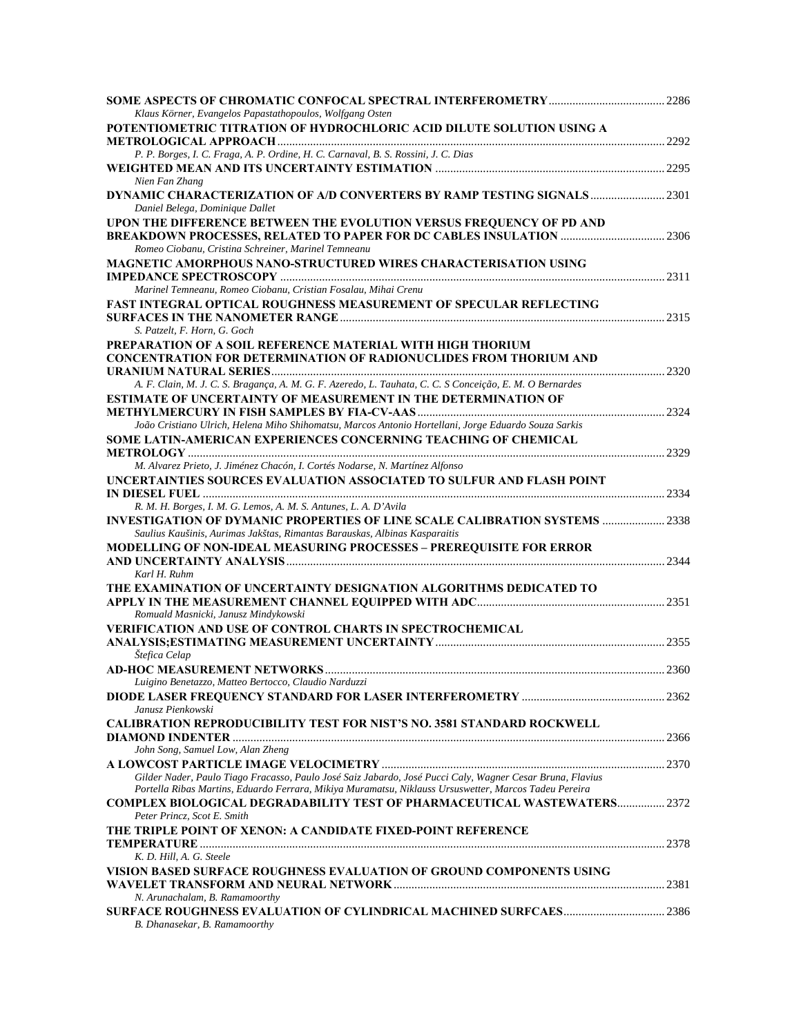**SOME ASPECTS OF CHROMATIC CONFOCAL SPECTRAL INTERFEROMETRY** ....... 2286
*Klaus Körner, Evangelos Papastathopoulos, Wolfgang Osten*

**POTENTIOMETRIC TITRATION OF HYDROCHLORIC ACID DILUTE SOLUTION USING A METROLOGICAL APPROACH** ....... 2292
*P. P. Borges, I. C. Fraga, A. P. Ordine, H. C. Carnaval, B. S. Rossini, J. C. Dias*

**WEIGHTED MEAN AND ITS UNCERTAINTY ESTIMATION** ....... 2295
*Nien Fan Zhang*

**DYNAMIC CHARACTERIZATION OF A/D CONVERTERS BY RAMP TESTING SIGNALS** ....... 2301
*Daniel Belega, Dominique Dallet*

**UPON THE DIFFERENCE BETWEEN THE EVOLUTION VERSUS FREQUENCY OF PD AND BREAKDOWN PROCESSES, RELATED TO PAPER FOR DC CABLES INSULATION** ....... 2306
*Romeo Ciobanu, Cristina Schreiner, Marinel Temneanu*

**MAGNETIC AMORPHOUS NANO-STRUCTURED WIRES CHARACTERISATION USING IMPEDANCE SPECTROSCOPY** ....... 2311
*Marinel Temneanu, Romeo Ciobanu, Cristian Fosalau, Mihai Crenu*

**FAST INTEGRAL OPTICAL ROUGHNESS MEASUREMENT OF SPECULAR REFLECTING SURFACES IN THE NANOMETER RANGE** ....... 2315
*S. Patzelt, F. Horn, G. Goch*

**PREPARATION OF A SOIL REFERENCE MATERIAL WITH HIGH THORIUM CONCENTRATION FOR DETERMINATION OF RADIONUCLIDES FROM THORIUM AND URANIUM NATURAL SERIES** ....... 2320
*A. F. Clain, M. J. C. S. Bragança, A. M. G. F. Azeredo, L. Tauhata, C. C. S Conceição, E. M. O Bernardes*

**ESTIMATE OF UNCERTAINTY OF MEASUREMENT IN THE DETERMINATION OF METHYLMERCURY IN FISH SAMPLES BY FIA-CV-AAS** ....... 2324
*João Cristiano Ulrich, Helena Miho Shihomatsu, Marcos Antonio Hortellani, Jorge Eduardo Souza Sarkis*

**SOME LATIN-AMERICAN EXPERIENCES CONCERNING TEACHING OF CHEMICAL METROLOGY** ....... 2329
*M. Alvarez Prieto, J. Jiménez Chacón, I. Cortés Nodarse, N. Martínez Alfonso*

**UNCERTAINTIES SOURCES EVALUATION ASSOCIATED TO SULFUR AND FLASH POINT IN DIESEL FUEL** ....... 2334
*R. M. H. Borges, I. M. G. Lemos, A. M. S. Antunes, L. A. D'Avila*

**INVESTIGATION OF DYMANIC PROPERTIES OF LINE SCALE CALIBRATION SYSTEMS** ....... 2338
*Saulius Kaušinis, Aurimas Jakštas, Rimantas Barauskas, Albinas Kasparaitis*

**MODELLING OF NON-IDEAL MEASURING PROCESSES – PREREQUISITE FOR ERROR AND UNCERTAINTY ANALYSIS** ....... 2344
*Karl H. Ruhm*

**THE EXAMINATION OF UNCERTAINTY DESIGNATION ALGORITHMS DEDICATED TO APPLY IN THE MEASUREMENT CHANNEL EQUIPPED WITH ADC** ....... 2351
*Romuald Masnicki, Janusz Mindykowski*

**VERIFICATION AND USE OF CONTROL CHARTS IN SPECTROCHEMICAL ANALYSIS;ESTIMATING MEASUREMENT UNCERTAINTY** ....... 2355
*Štefica Celap*

**AD-HOC MEASUREMENT NETWORKS** ....... 2360
*Luigino Benetazzo, Matteo Bertocco, Claudio Narduzzi*

**DIODE LASER FREQUENCY STANDARD FOR LASER INTERFEROMETRY** ....... 2362
*Janusz Pienkowski*

**CALIBRATION REPRODUCIBILITY TEST FOR NIST'S NO. 3581 STANDARD ROCKWELL DIAMOND INDENTER** ....... 2366
*John Song, Samuel Low, Alan Zheng*

**A LOWCOST PARTICLE IMAGE VELOCIMETRY** ....... 2370
*Gilder Nader, Paulo Tiago Fracasso, Paulo José Saiz Jabardo, José Pucci Caly, Wagner Cesar Bruna, Flavius Portella Ribas Martins, Eduardo Ferrara, Mikiya Muramatsu, Niklauss Ursuswetter, Marcos Tadeu Pereira*

**COMPLEX BIOLOGICAL DEGRADABILITY TEST OF PHARMACEUTICAL WASTEWATERS** ....... 2372
*Peter Princz, Scot E. Smith*

**THE TRIPLE POINT OF XENON: A CANDIDATE FIXED-POINT REFERENCE TEMPERATURE** ....... 2378
*K. D. Hill, A. G. Steele*

**VISION BASED SURFACE ROUGHNESS EVALUATION OF GROUND COMPONENTS USING WAVELET TRANSFORM AND NEURAL NETWORK** ....... 2381
*N. Arunachalam, B. Ramamoorthy*

**SURFACE ROUGHNESS EVALUATION OF CYLINDRICAL MACHINED SURFCAES** ....... 2386
*B. Dhanasekar, B. Ramamoorthy*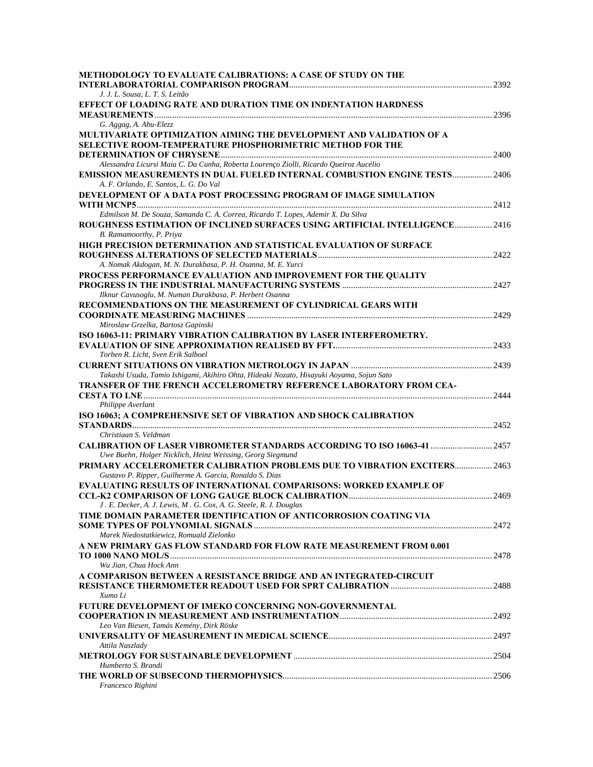**METHODOLOGY TO EVALUATE CALIBRATIONS: A CASE OF STUDY ON THE INTERLABORATORIAL COMPARISON PROGRAM** .......... 2392
*J. J. L. Sousa, L. T. S. Leitão*

**EFFECT OF LOADING RATE AND DURATION TIME ON INDENTATION HARDNESS MEASUREMENTS** .......... 2396
*G. Aggag, A. Abu-Elezz*

**MULTIVARIATE OPTIMIZATION AIMING THE DEVELOPMENT AND VALIDATION OF A SELECTIVE ROOM-TEMPERATURE PHOSPHORIMETRIC METHOD FOR THE DETERMINATION OF CHRYSENE** .......... 2400
*Alessandra Licursi Maia C. Da Cunha, Roberta Lourenço Ziolli, Ricardo Queiroz Aucélio*

**EMISSION MEASUREMENTS IN DUAL FUELED INTERNAL COMBUSTION ENGINE TESTS** .......... 2406
*A. F. Orlando, E. Santos, L. G. Do Val*

**DEVELOPMENT OF A DATA POST PROCESSING PROGRAM OF IMAGE SIMULATION WITH MCNP5** .......... 2412
*Edmilson M. De Souza, Samanda C. A. Correa, Ricardo T. Lopes, Ademir X. Da Silva*

**ROUGHNESS ESTIMATION OF INCLINED SURFACES USING ARTIFICIAL INTELLIGENCE** .......... 2416
*B. Ramamoorthy, P. Priya*

**HIGH PRECISION DETERMINATION AND STATISTICAL EVALUATION OF SURFACE ROUGHNESS ALTERATIONS OF SELECTED MATERIALS** .......... 2422
*A. Nomak Akdogan, M. N. Durakbasa, P. H. Osanna, M. E. Yurci*

**PROCESS PERFORMANCE EVALUATION AND IMPROVEMENT FOR THE QUALITY PROGRESS IN THE INDUSTRIAL MANUFACTURING SYSTEMS** .......... 2427
*Ilknur Cavusoglu, M. Numan Durakbasa, P. Herbert Osanna*

**RECOMMENDATIONS ON THE MEASUREMENT OF CYLINDRICAL GEARS WITH COORDINATE MEASURING MACHINES** .......... 2429
*Miroslaw Grzelka, Bartosz Gapinski*

**ISO 16063-11: PRIMARY VIBRATION CALIBRATION BY LASER INTERFEROMETRY. EVALUATION OF SINE APPROXIMATION REALISED BY FFT.** .......... 2433
*Torben R. Licht, Sven Erik Salboel*

**CURRENT SITUATIONS ON VIBRATION METROLOGY IN JAPAN** .......... 2439
*Takashi Usuda, Tamio Ishigami, Akihiro Ohta, Hideaki Nozato, Hisayuki Aoyama, Sojun Sato*

**TRANSFER OF THE FRENCH ACCELEROMETRY REFERENCE LABORATORY FROM CEA-CESTA TO LNE** .......... 2444
*Philippe Averlant*

**ISO 16063; A COMPREHENSIVE SET OF VIBRATION AND SHOCK CALIBRATION STANDARDS** .......... 2452
*Christiaan S. Veldman*

**CALIBRATION OF LASER VIBROMETER STANDARDS ACCORDING TO ISO 16063-41** .......... 2457
*Uwe Buehn, Holger Nicklich, Heinz Weissing, Georg Siegmund*

**PRIMARY ACCELEROMETER CALIBRATION PROBLEMS DUE TO VIBRATION EXCITERS** .......... 2463
*Gustavo P. Ripper, Guilherme A. Garcia, Ronaldo S. Dias*

**EVALUATING RESULTS OF INTERNATIONAL COMPARISONS: WORKED EXAMPLE OF CCL-K2 COMPARISON OF LONG GAUGE BLOCK CALIBRATION** .......... 2469
*J . E. Decker, A. J. Lewis, M . G. Cox, A. G. Steele, R. J. Douglas*

**TIME DOMAIN PARAMETER IDENTIFICATION OF ANTICORROSION COATING VIA SOME TYPES OF POLYNOMIAL SIGNALS** .......... 2472
*Marek Niedostatkiewicz, Romuald Zielonko*

**A NEW PRIMARY GAS FLOW STANDARD FOR FLOW RATE MEASUREMENT FROM 0.001 TO 1000 NANO MOL/S** .......... 2478
*Wu Jian, Chua Hock Ann*

**A COMPARISON BETWEEN A RESISTANCE BRIDGE AND AN INTEGRATED-CIRCUIT RESISTANCE THERMOMETER READOUT USED FOR SPRT CALIBRATION** .......... 2488
*Xumo Li*

**FUTURE DEVELOPMENT OF IMEKO CONCERNING NON-GOVERNMENTAL COOPERATION IN MEASUREMENT AND INSTRUMENTATION** .......... 2492
*Leo Van Biesen, Tamás Kemény, Dirk Röske*

**UNIVERSALITY OF MEASUREMENT IN MEDICAL SCIENCE** .......... 2497
*Attila Naszlady*

**METROLOGY FOR SUSTAINABLE DEVELOPMENT** .......... 2504
*Humberto S. Brandi*

**THE WORLD OF SUBSECOND THERMOPHYSICS** .......... 2506
*Francesco Righini*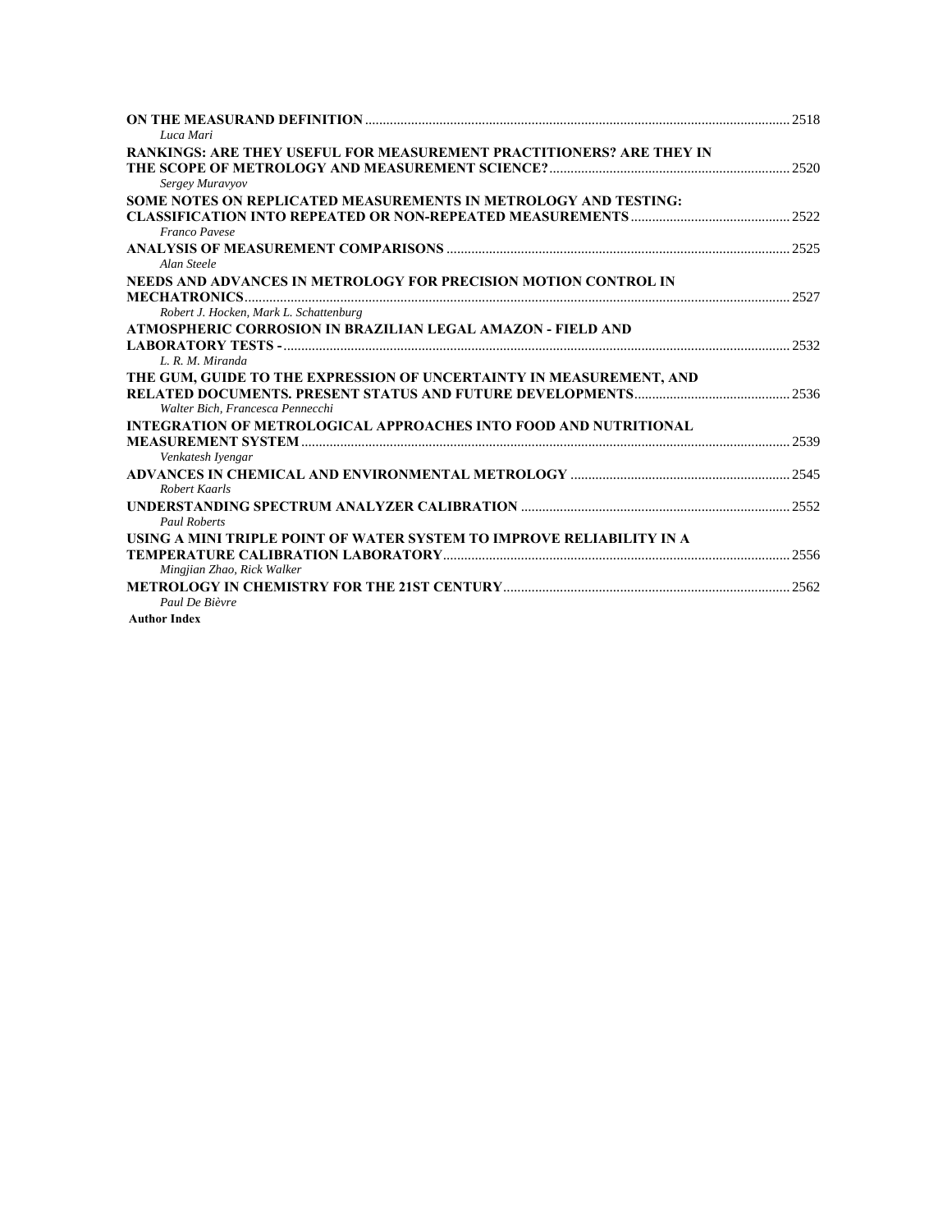**ON THE MEASURAND DEFINITION** ........................................................................ 2518
*Luca Mari*

**RANKINGS: ARE THEY USEFUL FOR MEASUREMENT PRACTITIONERS? ARE THEY IN THE SCOPE OF METROLOGY AND MEASUREMENT SCIENCE?** ........................................................................ 2520
*Sergey Muravyov*

**SOME NOTES ON REPLICATED MEASUREMENTS IN METROLOGY AND TESTING: CLASSIFICATION INTO REPEATED OR NON-REPEATED MEASUREMENTS** ........................................................................ 2522
*Franco Pavese*

**ANALYSIS OF MEASUREMENT COMPARISONS** ........................................................................ 2525
*Alan Steele*

**NEEDS AND ADVANCES IN METROLOGY FOR PRECISION MOTION CONTROL IN MECHATRONICS** ........................................................................ 2527
*Robert J. Hocken, Mark L. Schattenburg*

**ATMOSPHERIC CORROSION IN BRAZILIAN LEGAL AMAZON - FIELD AND LABORATORY TESTS -** ........................................................................ 2532
*L. R. M. Miranda*

**THE GUM, GUIDE TO THE EXPRESSION OF UNCERTAINTY IN MEASUREMENT, AND RELATED DOCUMENTS. PRESENT STATUS AND FUTURE DEVELOPMENTS** ........................................................................ 2536
*Walter Bich, Francesca Pennecchi*

**INTEGRATION OF METROLOGICAL APPROACHES INTO FOOD AND NUTRITIONAL MEASUREMENT SYSTEM** ........................................................................ 2539
*Venkatesh Iyengar*

**ADVANCES IN CHEMICAL AND ENVIRONMENTAL METROLOGY** ........................................................................ 2545
*Robert Kaarls*

**UNDERSTANDING SPECTRUM ANALYZER CALIBRATION** ........................................................................ 2552
*Paul Roberts*

**USING A MINI TRIPLE POINT OF WATER SYSTEM TO IMPROVE RELIABILITY IN A TEMPERATURE CALIBRATION LABORATORY** ........................................................................ 2556
*Mingjian Zhao, Rick Walker*

**METROLOGY IN CHEMISTRY FOR THE 21ST CENTURY** ........................................................................ 2562
*Paul De Bièvre*

**Author Index**